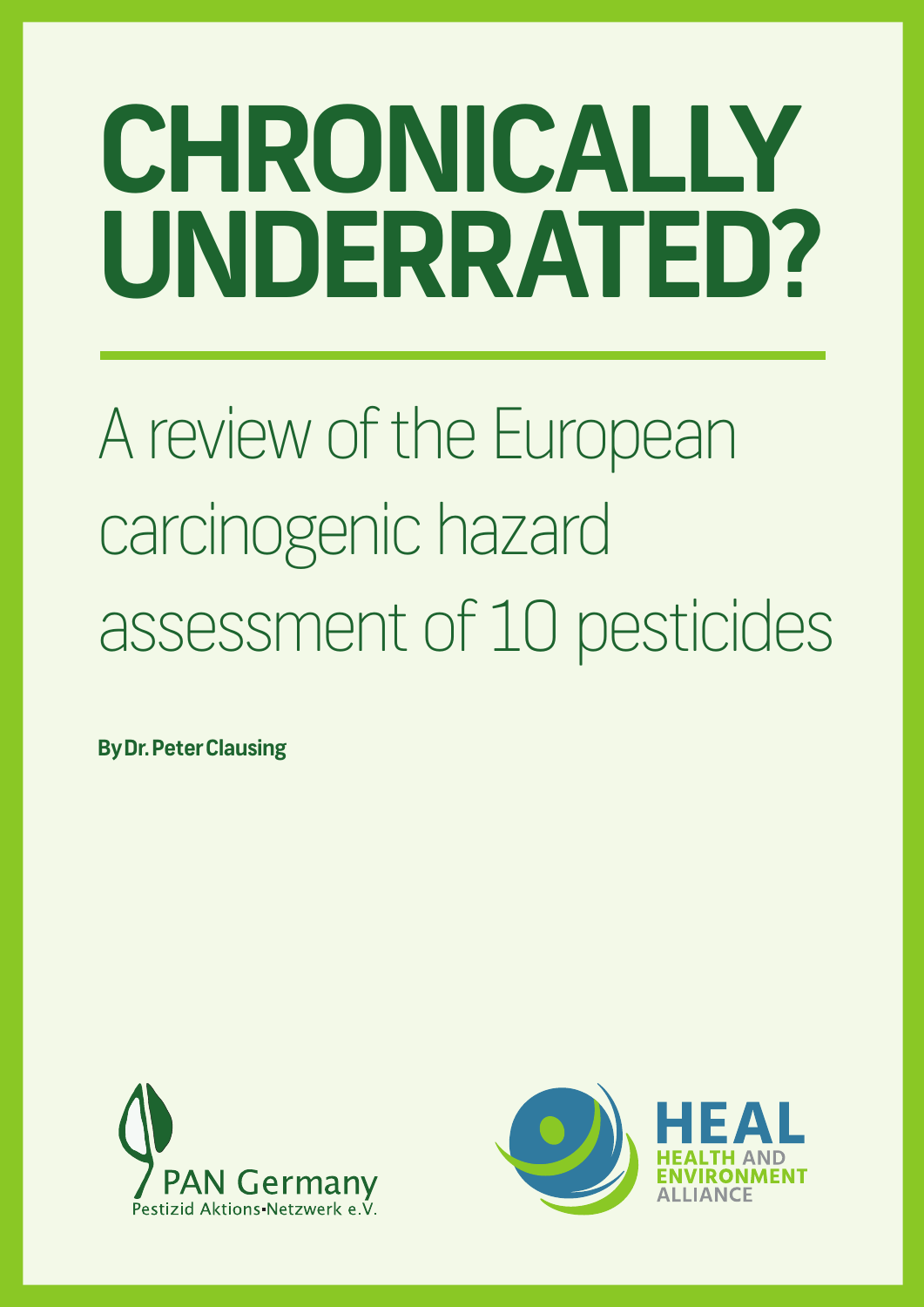# CHRONICALLY UNDERRATED?

## A review of the European carcinogenic hazard assessment of 10 pesticides

**By Dr. Peter Clausing**

PAN Germany
Pestizid Aktions-Netzwerk e.V.

HEAL
HEALTH AND ENVIRONMENT ALLIANCE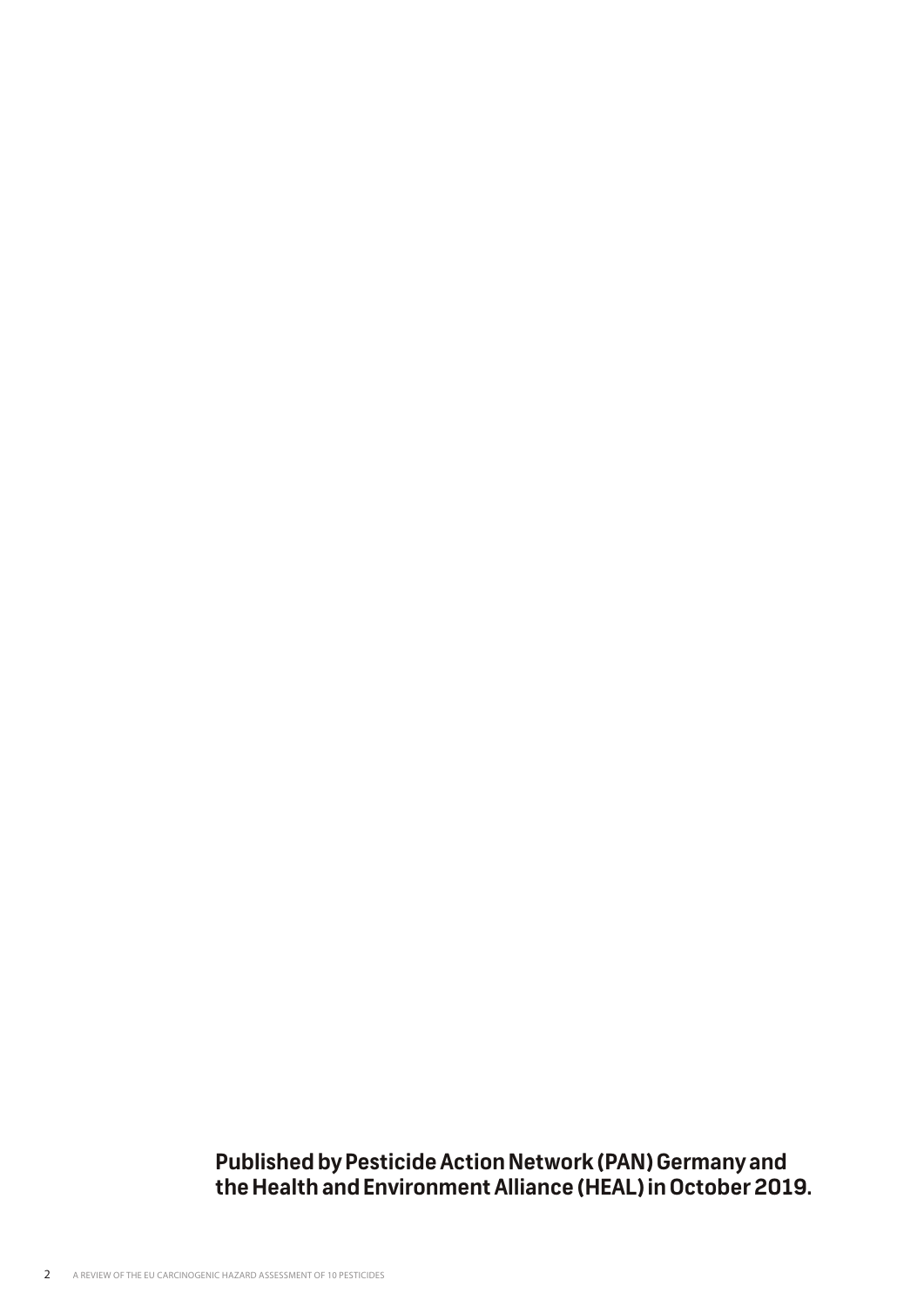**Published by Pesticide Action Network (PAN) Germany and the Health and Environment Alliance (HEAL) in October 2019.**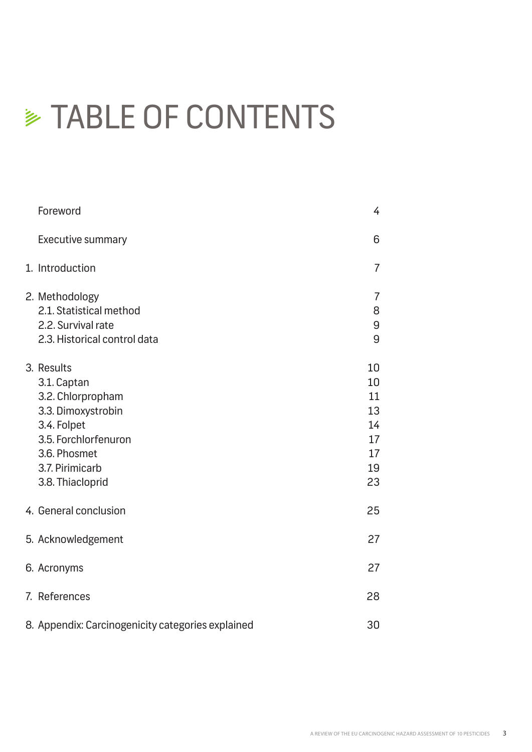# TABLE OF CONTENTS

| | |
|---|---|
| Foreword | 4 |
| Executive summary | 6 |
| 1. Introduction | 7 |
| 2. Methodology | 7 |
| 2.1. Statistical method | 8 |
| 2.2. Survival rate | 9 |
| 2.3. Historical control data | 9 |
| 3. Results | 10 |
| 3.1. Captan | 10 |
| 3.2. Chlorpropham | 11 |
| 3.3. Dimoxystrobin | 13 |
| 3.4. Folpet | 14 |
| 3.5. Forchlorfenuron | 17 |
| 3.6. Phosmet | 17 |
| 3.7. Pirimicarb | 19 |
| 3.8. Thiacloprid | 23 |
| 4. General conclusion | 25 |
| 5. Acknowledgement | 27 |
| 6. Acronyms | 27 |
| 7. References | 28 |
| 8. Appendix: Carcinogenicity categories explained | 30 |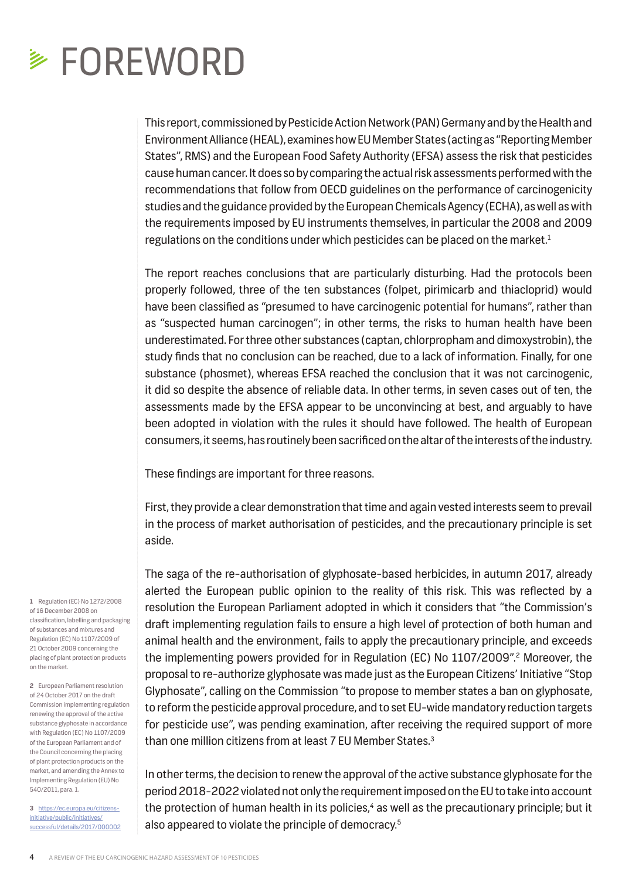# FOREWORD

This report, commissioned by Pesticide Action Network (PAN) Germany and by the Health and Environment Alliance (HEAL), examines how EU Member States (acting as "Reporting Member States", RMS) and the European Food Safety Authority (EFSA) assess the risk that pesticides cause human cancer. It does so by comparing the actual risk assessments performed with the recommendations that follow from OECD guidelines on the performance of carcinogenicity studies and the guidance provided by the European Chemicals Agency (ECHA), as well as with the requirements imposed by EU instruments themselves, in particular the 2008 and 2009 regulations on the conditions under which pesticides can be placed on the market.[1]

The report reaches conclusions that are particularly disturbing. Had the protocols been properly followed, three of the ten substances (folpet, pirimicarb and thiacloprid) would have been classified as "presumed to have carcinogenic potential for humans", rather than as "suspected human carcinogen"; in other terms, the risks to human health have been underestimated. For three other substances (captan, chlorpropham and dimoxystrobin), the study finds that no conclusion can be reached, due to a lack of information. Finally, for one substance (phosmet), whereas EFSA reached the conclusion that it was not carcinogenic, it did so despite the absence of reliable data. In other terms, in seven cases out of ten, the assessments made by the EFSA appear to be unconvincing at best, and arguably to have been adopted in violation with the rules it should have followed. The health of European consumers, it seems, has routinely been sacrificed on the altar of the interests of the industry.

These findings are important for three reasons.

First, they provide a clear demonstration that time and again vested interests seem to prevail in the process of market authorisation of pesticides, and the precautionary principle is set aside.

The saga of the re-authorisation of glyphosate-based herbicides, in autumn 2017, already alerted the European public opinion to the reality of this risk. This was reflected by a resolution the European Parliament adopted in which it considers that "the Commission's draft implementing regulation fails to ensure a high level of protection of both human and animal health and the environment, fails to apply the precautionary principle, and exceeds the implementing powers provided for in Regulation (EC) No 1107/2009".[2] Moreover, the proposal to re-authorize glyphosate was made just as the European Citizens' Initiative "Stop Glyphosate", calling on the Commission "to propose to member states a ban on glyphosate, to reform the pesticide approval procedure, and to set EU-wide mandatory reduction targets for pesticide use", was pending examination, after receiving the required support of more than one million citizens from at least 7 EU Member States.[3]

In other terms, the decision to renew the approval of the active substance glyphosate for the period 2018-2022 violated not only the requirement imposed on the EU to take into account the protection of human health in its policies,[4] as well as the precautionary principle; but it also appeared to violate the principle of democracy.[5]

---

1 Regulation (EC) No 1272/2008 of 16 December 2008 on classification, labelling and packaging of substances and mixtures and Regulation (EC) No 1107/2009 of 21 October 2009 concerning the placing of plant protection products on the market.

2 European Parliament resolution of 24 October 2017 on the draft Commission implementing regulation renewing the approval of the active substance glyphosate in accordance with Regulation (EC) No 1107/2009 of the European Parliament and of the Council concerning the placing of plant protection products on the market, and amending the Annex to Implementing Regulation (EU) No 540/2011, para. 1.

3 https://ec.europa.eu/citizens-initiative/public/initiatives/successful/details/2017/000002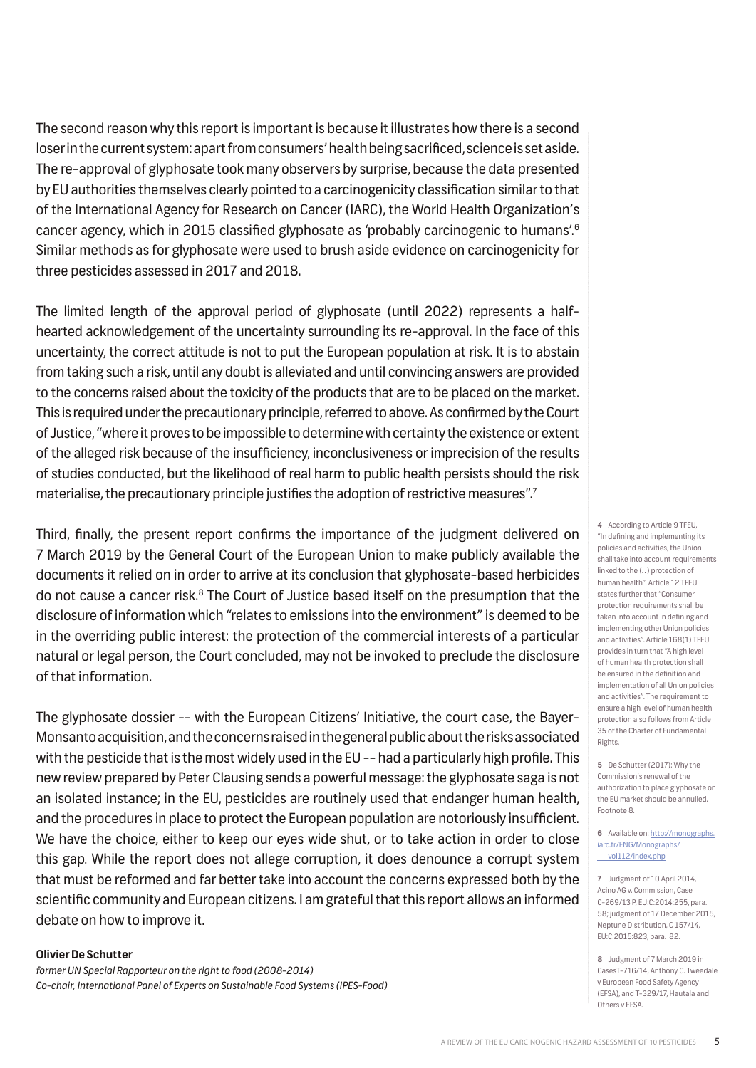The second reason why this report is important is because it illustrates how there is a second loser in the current system: apart from consumers' health being sacrificed, science is set aside. The re-approval of glyphosate took many observers by surprise, because the data presented by EU authorities themselves clearly pointed to a carcinogenicity classification similar to that of the International Agency for Research on Cancer (IARC), the World Health Organization's cancer agency, which in 2015 classified glyphosate as 'probably carcinogenic to humans'.[6] Similar methods as for glyphosate were used to brush aside evidence on carcinogenicity for three pesticides assessed in 2017 and 2018.

The limited length of the approval period of glyphosate (until 2022) represents a half-hearted acknowledgement of the uncertainty surrounding its re-approval. In the face of this uncertainty, the correct attitude is not to put the European population at risk. It is to abstain from taking such a risk, until any doubt is alleviated and until convincing answers are provided to the concerns raised about the toxicity of the products that are to be placed on the market. This is required under the precautionary principle, referred to above. As confirmed by the Court of Justice, "where it proves to be impossible to determine with certainty the existence or extent of the alleged risk because of the insufficiency, inconclusiveness or imprecision of the results of studies conducted, but the likelihood of real harm to public health persists should the risk materialise, the precautionary principle justifies the adoption of restrictive measures".[7]

Third, finally, the present report confirms the importance of the judgment delivered on 7 March 2019 by the General Court of the European Union to make publicly available the documents it relied on in order to arrive at its conclusion that glyphosate-based herbicides do not cause a cancer risk.[8] The Court of Justice based itself on the presumption that the disclosure of information which "relates to emissions into the environment" is deemed to be in the overriding public interest: the protection of the commercial interests of a particular natural or legal person, the Court concluded, may not be invoked to preclude the disclosure of that information.

The glyphosate dossier -- with the European Citizens' Initiative, the court case, the Bayer-Monsanto acquisition, and the concerns raised in the general public about the risks associated with the pesticide that is the most widely used in the EU -- had a particularly high profile. This new review prepared by Peter Clausing sends a powerful message: the glyphosate saga is not an isolated instance; in the EU, pesticides are routinely used that endanger human health, and the procedures in place to protect the European population are notoriously insufficient. We have the choice, either to keep our eyes wide shut, or to take action in order to close this gap. While the report does not allege corruption, it does denounce a corrupt system that must be reformed and far better take into account the concerns expressed both by the scientific community and European citizens. I am grateful that this report allows an informed debate on how to improve it.

**Olivier De Schutter**
*former UN Special Rapporteur on the right to food (2008-2014)*
*Co-chair, International Panel of Experts on Sustainable Food Systems (IPES-Food)*

---

4 According to Article 9 TFEU, "In defining and implementing its policies and activities, the Union shall take into account requirements linked to the (...) protection of human health". Article 12 TFEU states further that "Consumer protection requirements shall be taken into account in defining and implementing other Union policies and activities". Article 168(1) TFEU provides in turn that "A high level of human health protection shall be ensured in the definition and implementation of all Union policies and activities". The requirement to ensure a high level of human health protection also follows from Article 35 of the Charter of Fundamental Rights.

5 De Schutter (2017): Why the Commission's renewal of the authorization to place glyphosate on the EU market should be annulled. Footnote 8.

6 Available on: http://monographs.iarc.fr/ENG/Monographs/vol112/index.php

7 Judgment of 10 April 2014, Acino AG v. Commission, Case C-269/13 P, EU:C:2014:255, para. 58; judgment of 17 December 2015, Neptune Distribution, C 157/14, EU:C:2015:823, para. 82.

8 Judgment of 7 March 2019 in CasesT-716/14, Anthony C. Tweedale v European Food Safety Agency (EFSA), and T-329/17, Hautala and Others v EFSA.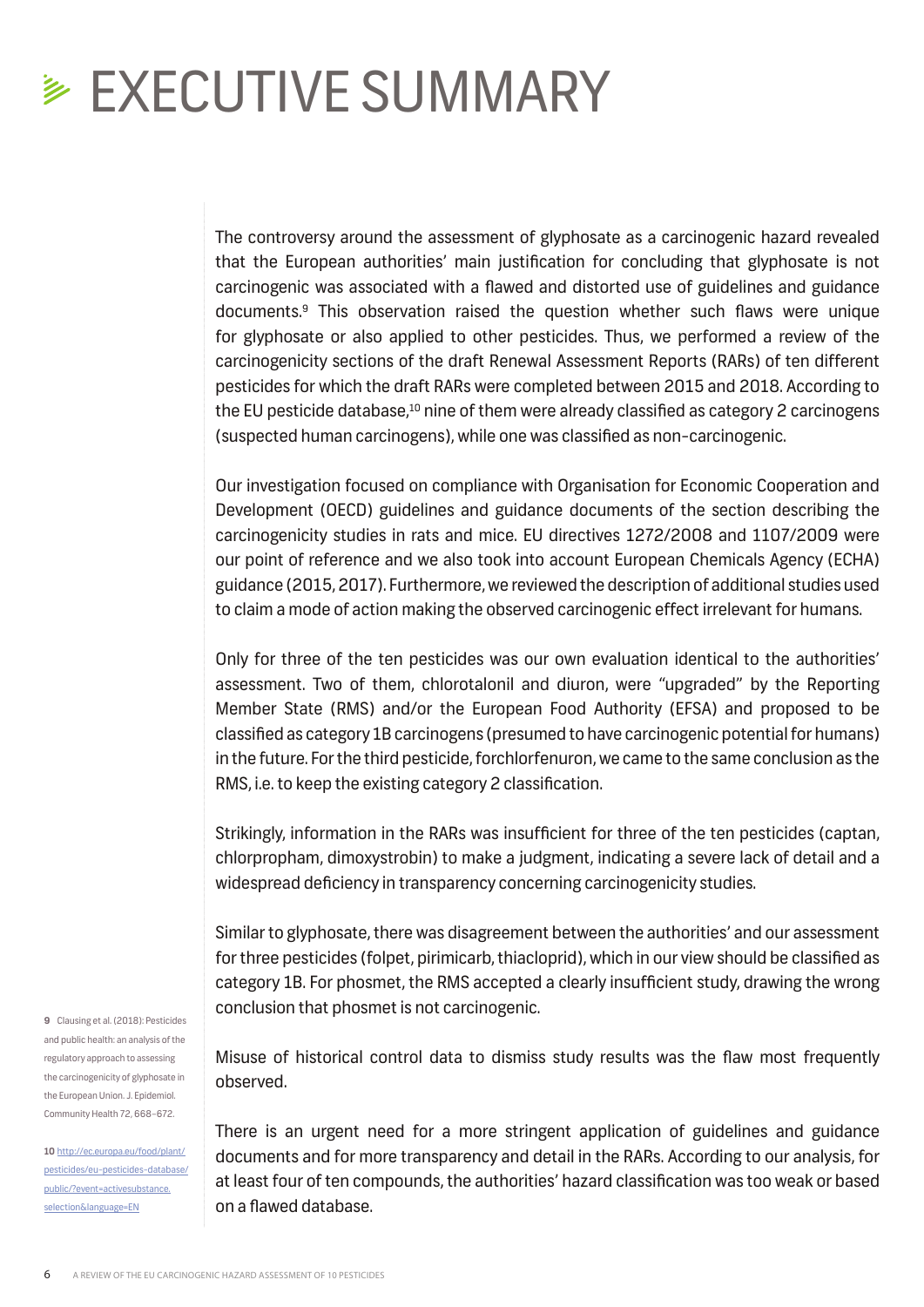# EXECUTIVE SUMMARY

The controversy around the assessment of glyphosate as a carcinogenic hazard revealed that the European authorities' main justification for concluding that glyphosate is not carcinogenic was associated with a flawed and distorted use of guidelines and guidance documents.[9] This observation raised the question whether such flaws were unique for glyphosate or also applied to other pesticides. Thus, we performed a review of the carcinogenicity sections of the draft Renewal Assessment Reports (RARs) of ten different pesticides for which the draft RARs were completed between 2015 and 2018. According to the EU pesticide database,[10] nine of them were already classified as category 2 carcinogens (suspected human carcinogens), while one was classified as non-carcinogenic.

Our investigation focused on compliance with Organisation for Economic Cooperation and Development (OECD) guidelines and guidance documents of the section describing the carcinogenicity studies in rats and mice. EU directives 1272/2008 and 1107/2009 were our point of reference and we also took into account European Chemicals Agency (ECHA) guidance (2015, 2017). Furthermore, we reviewed the description of additional studies used to claim a mode of action making the observed carcinogenic effect irrelevant for humans.

Only for three of the ten pesticides was our own evaluation identical to the authorities' assessment. Two of them, chlorotalonil and diuron, were "upgraded" by the Reporting Member State (RMS) and/or the European Food Authority (EFSA) and proposed to be classified as category 1B carcinogens (presumed to have carcinogenic potential for humans) in the future. For the third pesticide, forchlorfenuron, we came to the same conclusion as the RMS, i.e. to keep the existing category 2 classification.

Strikingly, information in the RARs was insufficient for three of the ten pesticides (captan, chlorpropham, dimoxystrobin) to make a judgment, indicating a severe lack of detail and a widespread deficiency in transparency concerning carcinogenicity studies.

Similar to glyphosate, there was disagreement between the authorities' and our assessment for three pesticides (folpet, pirimicarb, thiacloprid), which in our view should be classified as category 1B. For phosmet, the RMS accepted a clearly insufficient study, drawing the wrong conclusion that phosmet is not carcinogenic.

Misuse of historical control data to dismiss study results was the flaw most frequently observed.

There is an urgent need for a more stringent application of guidelines and guidance documents and for more transparency and detail in the RARs. According to our analysis, for at least four of ten compounds, the authorities' hazard classification was too weak or based on a flawed database.

**9** Clausing et al. (2018): Pesticides and public health: an analysis of the regulatory approach to assessing the carcinogenicity of glyphosate in the European Union. J. Epidemiol. Community Health 72, 668–672.

**10** http://ec.europa.eu/food/plant/pesticides/eu-pesticides-database/public/?event=activesubstance.selection&language=EN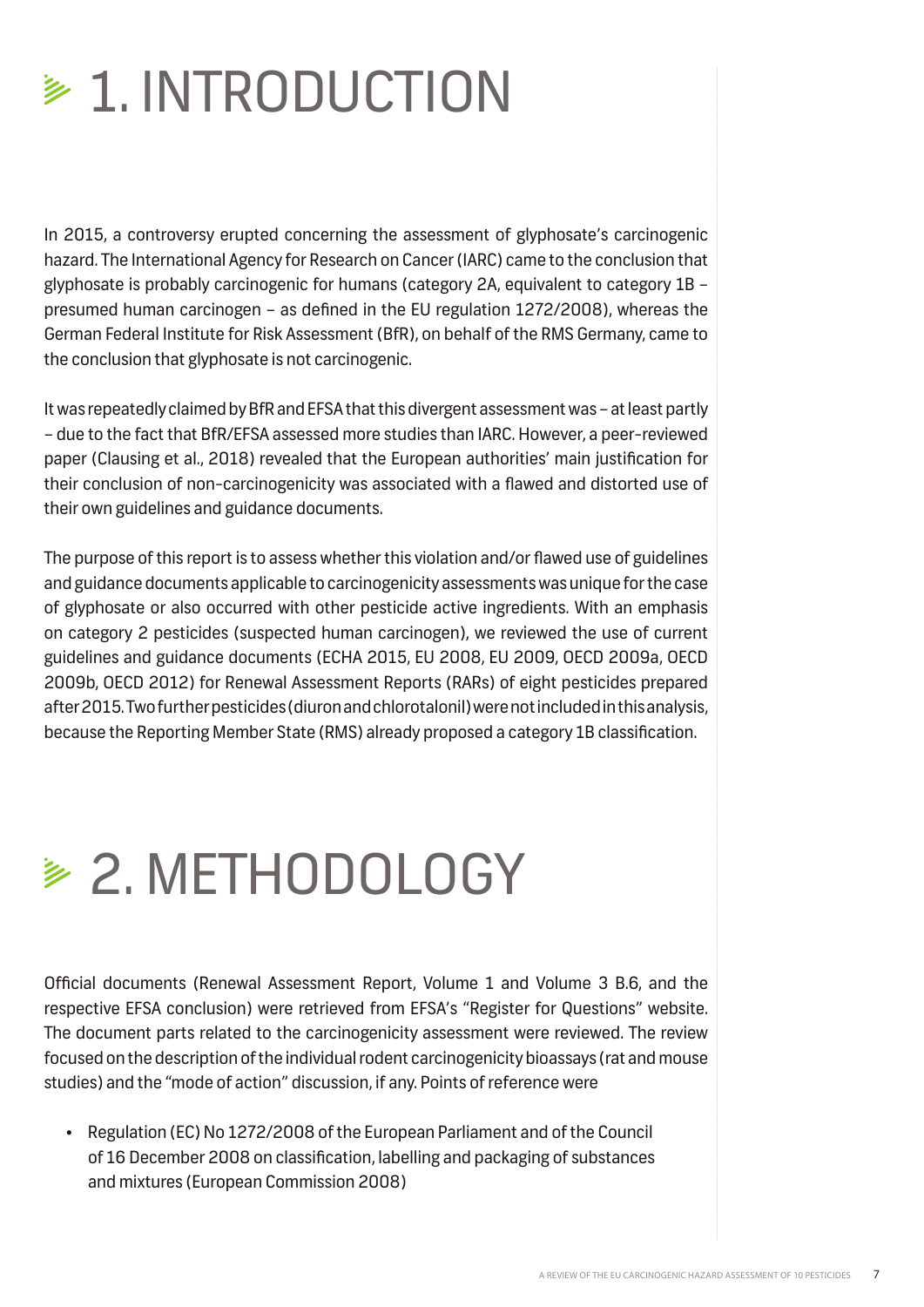# 1. INTRODUCTION

In 2015, a controversy erupted concerning the assessment of glyphosate's carcinogenic hazard. The International Agency for Research on Cancer (IARC) came to the conclusion that glyphosate is probably carcinogenic for humans (category 2A, equivalent to category 1B – presumed human carcinogen – as defined in the EU regulation 1272/2008), whereas the German Federal Institute for Risk Assessment (BfR), on behalf of the RMS Germany, came to the conclusion that glyphosate is not carcinogenic.

It was repeatedly claimed by BfR and EFSA that this divergent assessment was – at least partly – due to the fact that BfR/EFSA assessed more studies than IARC. However, a peer-reviewed paper (Clausing et al., 2018) revealed that the European authorities' main justification for their conclusion of non-carcinogenicity was associated with a flawed and distorted use of their own guidelines and guidance documents.

The purpose of this report is to assess whether this violation and/or flawed use of guidelines and guidance documents applicable to carcinogenicity assessments was unique for the case of glyphosate or also occurred with other pesticide active ingredients. With an emphasis on category 2 pesticides (suspected human carcinogen), we reviewed the use of current guidelines and guidance documents (ECHA 2015, EU 2008, EU 2009, OECD 2009a, OECD 2009b, OECD 2012) for Renewal Assessment Reports (RARs) of eight pesticides prepared after 2015. Two further pesticides (diuron and chlorotalonil) were not included in this analysis, because the Reporting Member State (RMS) already proposed a category 1B classification.

# 2. METHODOLOGY

Official documents (Renewal Assessment Report, Volume 1 and Volume 3 B.6, and the respective EFSA conclusion) were retrieved from EFSA's "Register for Questions" website. The document parts related to the carcinogenicity assessment were reviewed. The review focused on the description of the individual rodent carcinogenicity bioassays (rat and mouse studies) and the "mode of action" discussion, if any. Points of reference were

- Regulation (EC) No 1272/2008 of the European Parliament and of the Council of 16 December 2008 on classification, labelling and packaging of substances and mixtures (European Commission 2008)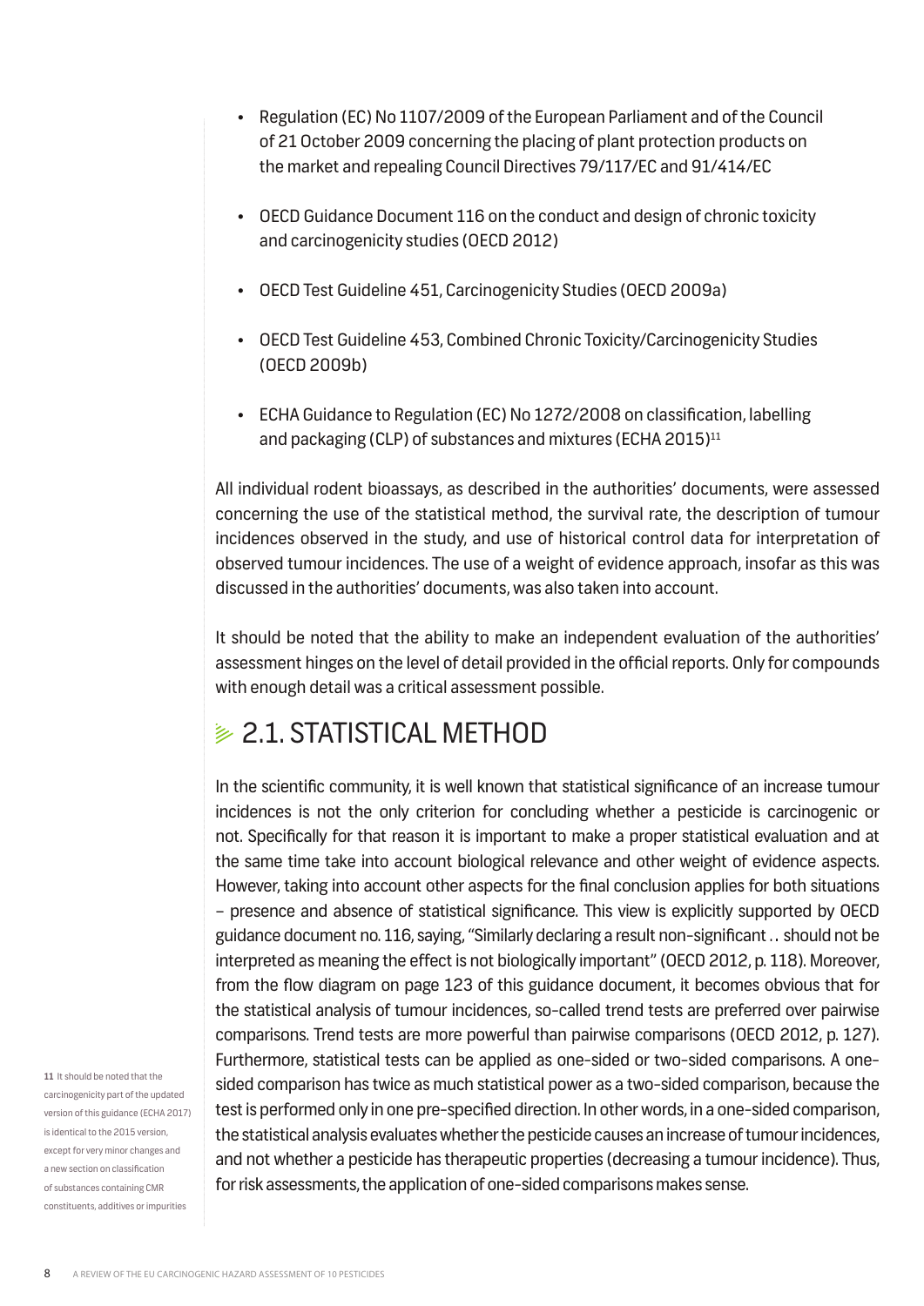- Regulation (EC) No 1107/2009 of the European Parliament and of the Council of 21 October 2009 concerning the placing of plant protection products on the market and repealing Council Directives 79/117/EC and 91/414/EC
- OECD Guidance Document 116 on the conduct and design of chronic toxicity and carcinogenicity studies (OECD 2012)
- OECD Test Guideline 451, Carcinogenicity Studies (OECD 2009a)
- OECD Test Guideline 453, Combined Chronic Toxicity/Carcinogenicity Studies (OECD 2009b)
- ECHA Guidance to Regulation (EC) No 1272/2008 on classification, labelling and packaging (CLP) of substances and mixtures (ECHA 2015)[11]

All individual rodent bioassays, as described in the authorities' documents, were assessed concerning the use of the statistical method, the survival rate, the description of tumour incidences observed in the study, and use of historical control data for interpretation of observed tumour incidences. The use of a weight of evidence approach, insofar as this was discussed in the authorities' documents, was also taken into account.

It should be noted that the ability to make an independent evaluation of the authorities' assessment hinges on the level of detail provided in the official reports. Only for compounds with enough detail was a critical assessment possible.

## 2.1. STATISTICAL METHOD

In the scientific community, it is well known that statistical significance of an increase tumour incidences is not the only criterion for concluding whether a pesticide is carcinogenic or not. Specifically for that reason it is important to make a proper statistical evaluation and at the same time take into account biological relevance and other weight of evidence aspects. However, taking into account other aspects for the final conclusion applies for both situations – presence and absence of statistical significance. This view is explicitly supported by OECD guidance document no. 116, saying, "Similarly declaring a result non-significant . . should not be interpreted as meaning the effect is not biologically important" (OECD 2012, p. 118). Moreover, from the flow diagram on page 123 of this guidance document, it becomes obvious that for the statistical analysis of tumour incidences, so-called trend tests are preferred over pairwise comparisons. Trend tests are more powerful than pairwise comparisons (OECD 2012, p. 127). Furthermore, statistical tests can be applied as one-sided or two-sided comparisons. A one-sided comparison has twice as much statistical power as a two-sided comparison, because the test is performed only in one pre-specified direction. In other words, in a one-sided comparison, the statistical analysis evaluates whether the pesticide causes an increase of tumour incidences, and not whether a pesticide has therapeutic properties (decreasing a tumour incidence). Thus, for risk assessments, the application of one-sided comparisons makes sense.

[11] It should be noted that the carcinogenicity part of the updated version of this guidance (ECHA 2017) is identical to the 2015 version, except for very minor changes and a new section on classification of substances containing CMR constituents, additives or impurities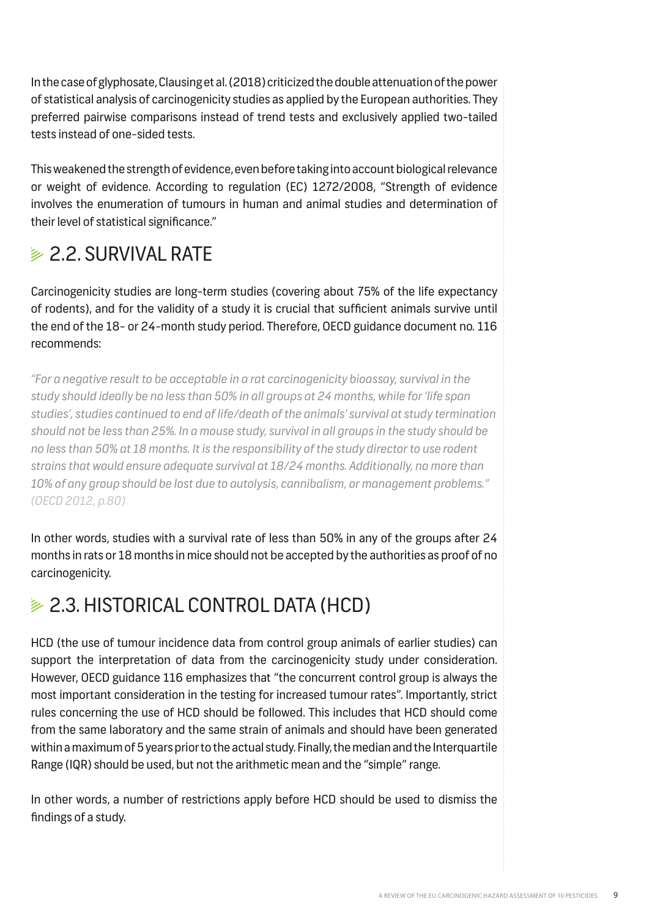In the case of glyphosate, Clausing et al. (2018) criticized the double attenuation of the power of statistical analysis of carcinogenicity studies as applied by the European authorities. They preferred pairwise comparisons instead of trend tests and exclusively applied two-tailed tests instead of one-sided tests.

This weakened the strength of evidence, even before taking into account biological relevance or weight of evidence. According to regulation (EC) 1272/2008, "Strength of evidence involves the enumeration of tumours in human and animal studies and determination of their level of statistical significance."

## 2.2. SURVIVAL RATE

Carcinogenicity studies are long-term studies (covering about 75% of the life expectancy of rodents), and for the validity of a study it is crucial that sufficient animals survive until the end of the 18- or 24-month study period. Therefore, OECD guidance document no. 116 recommends:

*"For a negative result to be acceptable in a rat carcinogenicity bioassay, survival in the study should ideally be no less than 50% in all groups at 24 months, while for 'life span studies', studies continued to end of life/death of the animals' survival at study termination should not be less than 25%. In a mouse study, survival in all groups in the study should be no less than 50% at 18 months. It is the responsibility of the study director to use rodent strains that would ensure adequate survival at 18/24 months. Additionally, no more than 10% of any group should be lost due to autolysis, cannibalism, or management problems." (OECD 2012, p.80)*

In other words, studies with a survival rate of less than 50% in any of the groups after 24 months in rats or 18 months in mice should not be accepted by the authorities as proof of no carcinogenicity.

## 2.3. HISTORICAL CONTROL DATA (HCD)

HCD (the use of tumour incidence data from control group animals of earlier studies) can support the interpretation of data from the carcinogenicity study under consideration. However, OECD guidance 116 emphasizes that "the concurrent control group is always the most important consideration in the testing for increased tumour rates". Importantly, strict rules concerning the use of HCD should be followed. This includes that HCD should come from the same laboratory and the same strain of animals and should have been generated within a maximum of 5 years prior to the actual study. Finally, the median and the Interquartile Range (IQR) should be used, but not the arithmetic mean and the "simple" range.

In other words, a number of restrictions apply before HCD should be used to dismiss the findings of a study.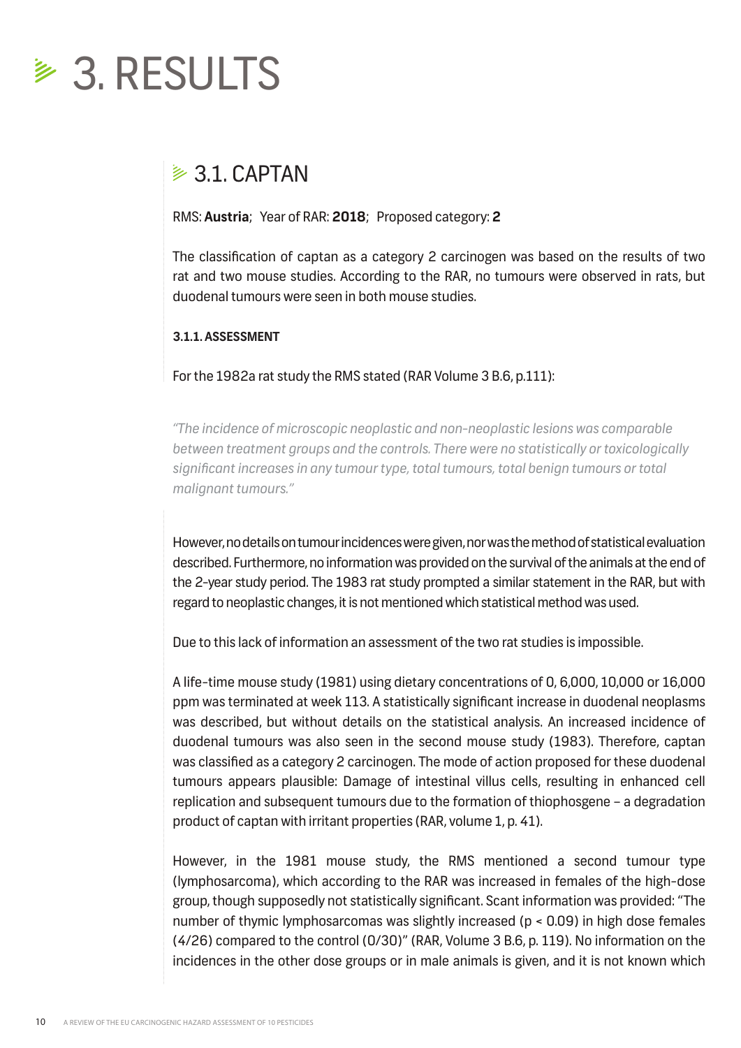# 3. RESULTS

## 3.1. CAPTAN

RMS: **Austria**; Year of RAR: **2018**; Proposed category: **2**

The classification of captan as a category 2 carcinogen was based on the results of two rat and two mouse studies. According to the RAR, no tumours were observed in rats, but duodenal tumours were seen in both mouse studies.

#### 3.1.1. ASSESSMENT

For the 1982a rat study the RMS stated (RAR Volume 3 B.6, p.111):

> *"The incidence of microscopic neoplastic and non-neoplastic lesions was comparable between treatment groups and the controls. There were no statistically or toxicologically significant increases in any tumour type, total tumours, total benign tumours or total malignant tumours."*

However, no details on tumour incidences were given, nor was the method of statistical evaluation described. Furthermore, no information was provided on the survival of the animals at the end of the 2-year study period. The 1983 rat study prompted a similar statement in the RAR, but with regard to neoplastic changes, it is not mentioned which statistical method was used.

Due to this lack of information an assessment of the two rat studies is impossible.

A life-time mouse study (1981) using dietary concentrations of 0, 6,000, 10,000 or 16,000 ppm was terminated at week 113. A statistically significant increase in duodenal neoplasms was described, but without details on the statistical analysis. An increased incidence of duodenal tumours was also seen in the second mouse study (1983). Therefore, captan was classified as a category 2 carcinogen. The mode of action proposed for these duodenal tumours appears plausible: Damage of intestinal villus cells, resulting in enhanced cell replication and subsequent tumours due to the formation of thiophosgene – a degradation product of captan with irritant properties (RAR, volume 1, p. 41).

However, in the 1981 mouse study, the RMS mentioned a second tumour type (lymphosarcoma), which according to the RAR was increased in females of the high-dose group, though supposedly not statistically significant. Scant information was provided: "The number of thymic lymphosarcomas was slightly increased ($p < 0.09$) in high dose females (4/26) compared to the control (0/30)" (RAR, Volume 3 B.6, p. 119). No information on the incidences in the other dose groups or in male animals is given, and it is not known which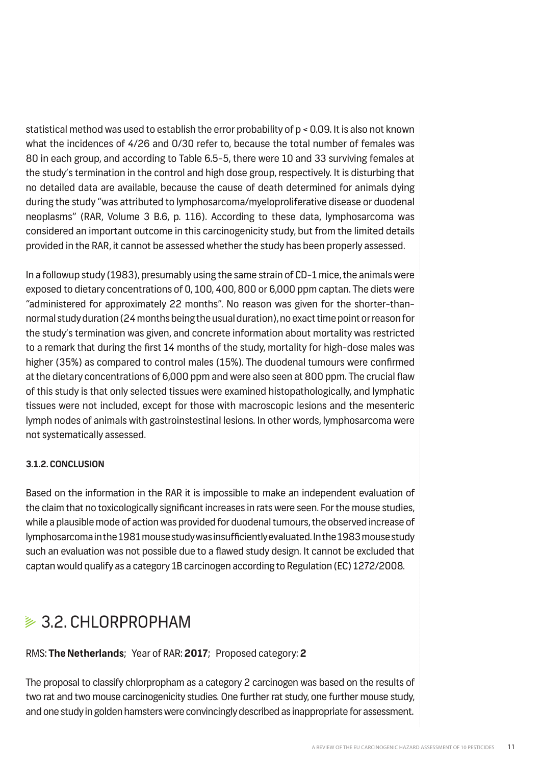statistical method was used to establish the error probability of $p < 0.09$. It is also not known what the incidences of 4/26 and 0/30 refer to, because the total number of females was 80 in each group, and according to Table 6.5-5, there were 10 and 33 surviving females at the study's termination in the control and high dose group, respectively. It is disturbing that no detailed data are available, because the cause of death determined for animals dying during the study "was attributed to lymphosarcoma/myeloproliferative disease or duodenal neoplasms" (RAR, Volume 3 B.6, p. 116). According to these data, lymphosarcoma was considered an important outcome in this carcinogenicity study, but from the limited details provided in the RAR, it cannot be assessed whether the study has been properly assessed.

In a followup study (1983), presumably using the same strain of CD-1 mice, the animals were exposed to dietary concentrations of 0, 100, 400, 800 or 6,000 ppm captan. The diets were "administered for approximately 22 months". No reason was given for the shorter-than-normal study duration (24 months being the usual duration), no exact time point or reason for the study's termination was given, and concrete information about mortality was restricted to a remark that during the first 14 months of the study, mortality for high-dose males was higher (35%) as compared to control males (15%). The duodenal tumours were confirmed at the dietary concentrations of 6,000 ppm and were also seen at 800 ppm. The crucial flaw of this study is that only selected tissues were examined histopathologically, and lymphatic tissues were not included, except for those with macroscopic lesions and the mesenteric lymph nodes of animals with gastroinstestinal lesions. In other words, lymphosarcoma were not systematically assessed.

#### 3.1.2. CONCLUSION

Based on the information in the RAR it is impossible to make an independent evaluation of the claim that no toxicologically significant increases in rats were seen. For the mouse studies, while a plausible mode of action was provided for duodenal tumours, the observed increase of lymphosarcoma in the 1981 mouse study was insufficiently evaluated. In the 1983 mouse study such an evaluation was not possible due to a flawed study design. It cannot be excluded that captan would qualify as a category 1B carcinogen according to Regulation (EC) 1272/2008.

## 3.2. CHLORPROPHAM

RMS: **The Netherlands**; Year of RAR: **2017**; Proposed category: **2**

The proposal to classify chlorpropham as a category 2 carcinogen was based on the results of two rat and two mouse carcinogenicity studies. One further rat study, one further mouse study, and one study in golden hamsters were convincingly described as inappropriate for assessment.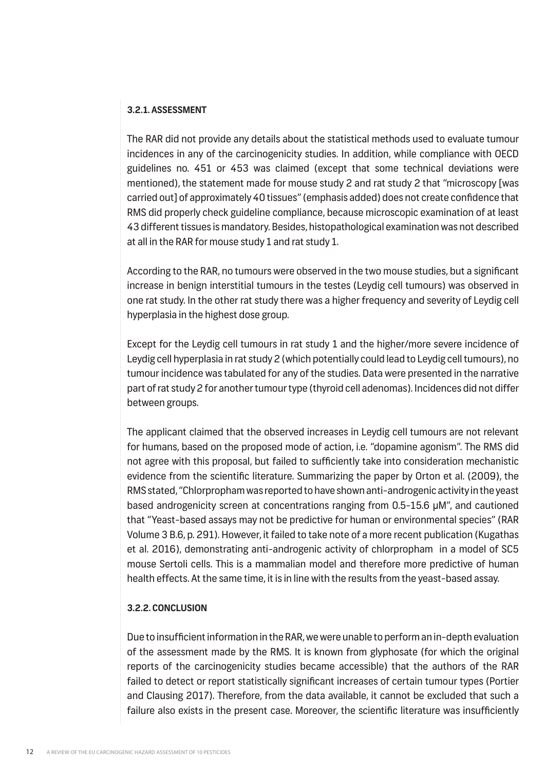### 3.2.1. ASSESSMENT

The RAR did not provide any details about the statistical methods used to evaluate tumour incidences in any of the carcinogenicity studies. In addition, while compliance with OECD guidelines no. 451 or 453 was claimed (except that some technical deviations were mentioned), the statement made for mouse study 2 and rat study 2 that "microscopy [was carried out] of approximately 40 tissues" (emphasis added) does not create confidence that RMS did properly check guideline compliance, because microscopic examination of at least 43 different tissues is mandatory. Besides, histopathological examination was not described at all in the RAR for mouse study 1 and rat study 1.

According to the RAR, no tumours were observed in the two mouse studies, but a significant increase in benign interstitial tumours in the testes (Leydig cell tumours) was observed in one rat study. In the other rat study there was a higher frequency and severity of Leydig cell hyperplasia in the highest dose group.

Except for the Leydig cell tumours in rat study 1 and the higher/more severe incidence of Leydig cell hyperplasia in rat study 2 (which potentially could lead to Leydig cell tumours), no tumour incidence was tabulated for any of the studies. Data were presented in the narrative part of rat study 2 for another tumour type (thyroid cell adenomas). Incidences did not differ between groups.

The applicant claimed that the observed increases in Leydig cell tumours are not relevant for humans, based on the proposed mode of action, i.e. "dopamine agonism". The RMS did not agree with this proposal, but failed to sufficiently take into consideration mechanistic evidence from the scientific literature. Summarizing the paper by Orton et al. (2009), the RMS stated, "Chlorpropham was reported to have shown anti-androgenic activity in the yeast based androgenicity screen at concentrations ranging from 0.5-15.6 µM", and cautioned that "Yeast-based assays may not be predictive for human or environmental species" (RAR Volume 3 B.6, p. 291). However, it failed to take note of a more recent publication (Kugathas et al. 2016), demonstrating anti-androgenic activity of chlorpropham in a model of SC5 mouse Sertoli cells. This is a mammalian model and therefore more predictive of human health effects. At the same time, it is in line with the results from the yeast-based assay.

### 3.2.2. CONCLUSION

Due to insufficient information in the RAR, we were unable to perform an in-depth evaluation of the assessment made by the RMS. It is known from glyphosate (for which the original reports of the carcinogenicity studies became accessible) that the authors of the RAR failed to detect or report statistically significant increases of certain tumour types (Portier and Clausing 2017). Therefore, from the data available, it cannot be excluded that such a failure also exists in the present case. Moreover, the scientific literature was insufficiently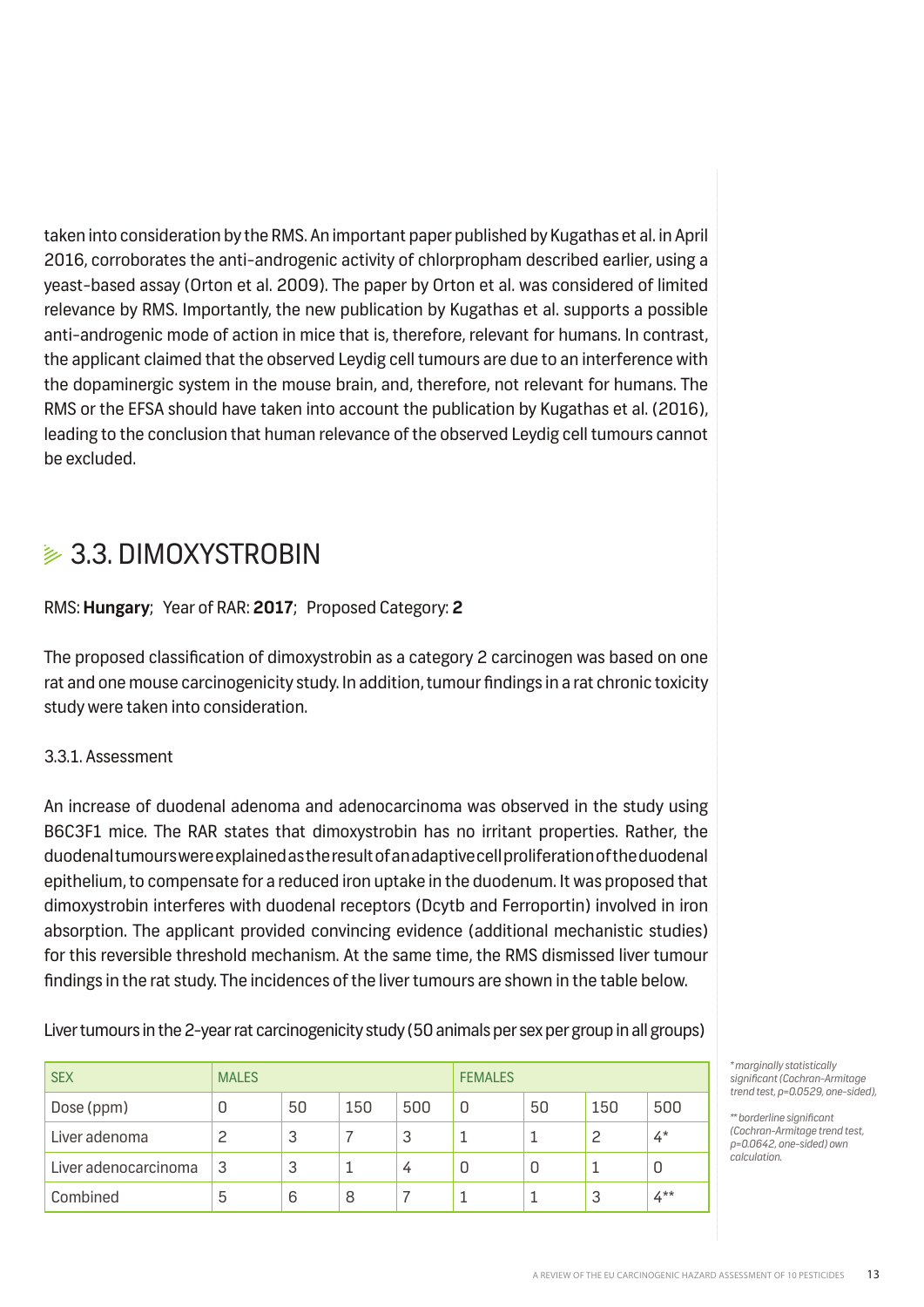taken into consideration by the RMS. An important paper published by Kugathas et al. in April 2016, corroborates the anti-androgenic activity of chlorpropham described earlier, using a yeast-based assay (Orton et al. 2009). The paper by Orton et al. was considered of limited relevance by RMS. Importantly, the new publication by Kugathas et al. supports a possible anti-androgenic mode of action in mice that is, therefore, relevant for humans. In contrast, the applicant claimed that the observed Leydig cell tumours are due to an interference with the dopaminergic system in the mouse brain, and, therefore, not relevant for humans. The RMS or the EFSA should have taken into account the publication by Kugathas et al. (2016), leading to the conclusion that human relevance of the observed Leydig cell tumours cannot be excluded.

## 3.3. DIMOXYSTROBIN

RMS: **Hungary**; Year of RAR: **2017**; Proposed Category: **2**

The proposed classification of dimoxystrobin as a category 2 carcinogen was based on one rat and one mouse carcinogenicity study. In addition, tumour findings in a rat chronic toxicity study were taken into consideration.

### 3.3.1. Assessment

An increase of duodenal adenoma and adenocarcinoma was observed in the study using B6C3F1 mice. The RAR states that dimoxystrobin has no irritant properties. Rather, the duodenal tumours were explained as the result of an adaptive cell proliferation of the duodenal epithelium, to compensate for a reduced iron uptake in the duodenum. It was proposed that dimoxystrobin interferes with duodenal receptors (Dcytb and Ferroportin) involved in iron absorption. The applicant provided convincing evidence (additional mechanistic studies) for this reversible threshold mechanism. At the same time, the RMS dismissed liver tumour findings in the rat study. The incidences of the liver tumours are shown in the table below.

Liver tumours in the 2-year rat carcinogenicity study (50 animals per sex per group in all groups)

| SEX | MALES | | | | FEMALES | | | |
|---|---|---|---|---|---|---|---|---|
| Dose (ppm) | 0 | 50 | 150 | 500 | 0 | 50 | 150 | 500 |
| Liver adenoma | 2 | 3 | 7 | 3 | 1 | 1 | 2 | 4* |
| Liver adenocarcinoma | 3 | 3 | 1 | 4 | 0 | 0 | 1 | 0 |
| Combined | 5 | 6 | 8 | 7 | 1 | 1 | 3 | 4** |

*\* marginally statistically significant (Cochran-Armitage trend test, p=0.0529, one-sided),*

*\*\* borderline significant (Cochran-Armitage trend test, p=0.0642, one-sided) own calculation.*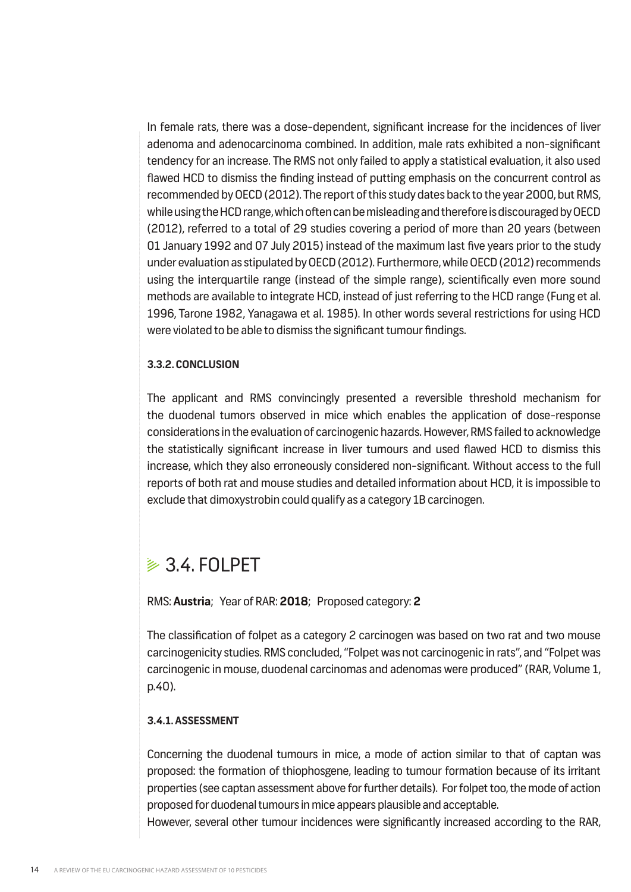In female rats, there was a dose-dependent, significant increase for the incidences of liver adenoma and adenocarcinoma combined. In addition, male rats exhibited a non-significant tendency for an increase. The RMS not only failed to apply a statistical evaluation, it also used flawed HCD to dismiss the finding instead of putting emphasis on the concurrent control as recommended by OECD (2012). The report of this study dates back to the year 2000, but RMS, while using the HCD range, which often can be misleading and therefore is discouraged by OECD (2012), referred to a total of 29 studies covering a period of more than 20 years (between 01 January 1992 and 07 July 2015) instead of the maximum last five years prior to the study under evaluation as stipulated by OECD (2012). Furthermore, while OECD (2012) recommends using the interquartile range (instead of the simple range), scientifically even more sound methods are available to integrate HCD, instead of just referring to the HCD range (Fung et al. 1996, Tarone 1982, Yanagawa et al. 1985). In other words several restrictions for using HCD were violated to be able to dismiss the significant tumour findings.

#### 3.3.2. CONCLUSION

The applicant and RMS convincingly presented a reversible threshold mechanism for the duodenal tumors observed in mice which enables the application of dose-response considerations in the evaluation of carcinogenic hazards. However, RMS failed to acknowledge the statistically significant increase in liver tumours and used flawed HCD to dismiss this increase, which they also erroneously considered non-significant. Without access to the full reports of both rat and mouse studies and detailed information about HCD, it is impossible to exclude that dimoxystrobin could qualify as a category 1B carcinogen.

## 3.4. FOLPET

RMS: **Austria**; Year of RAR: **2018**; Proposed category: **2**

The classification of folpet as a category 2 carcinogen was based on two rat and two mouse carcinogenicity studies. RMS concluded, "Folpet was not carcinogenic in rats", and "Folpet was carcinogenic in mouse, duodenal carcinomas and adenomas were produced" (RAR, Volume 1, p.40).

#### 3.4.1. ASSESSMENT

Concerning the duodenal tumours in mice, a mode of action similar to that of captan was proposed: the formation of thiophosgene, leading to tumour formation because of its irritant properties (see captan assessment above for further details). For folpet too, the mode of action proposed for duodenal tumours in mice appears plausible and acceptable.

However, several other tumour incidences were significantly increased according to the RAR,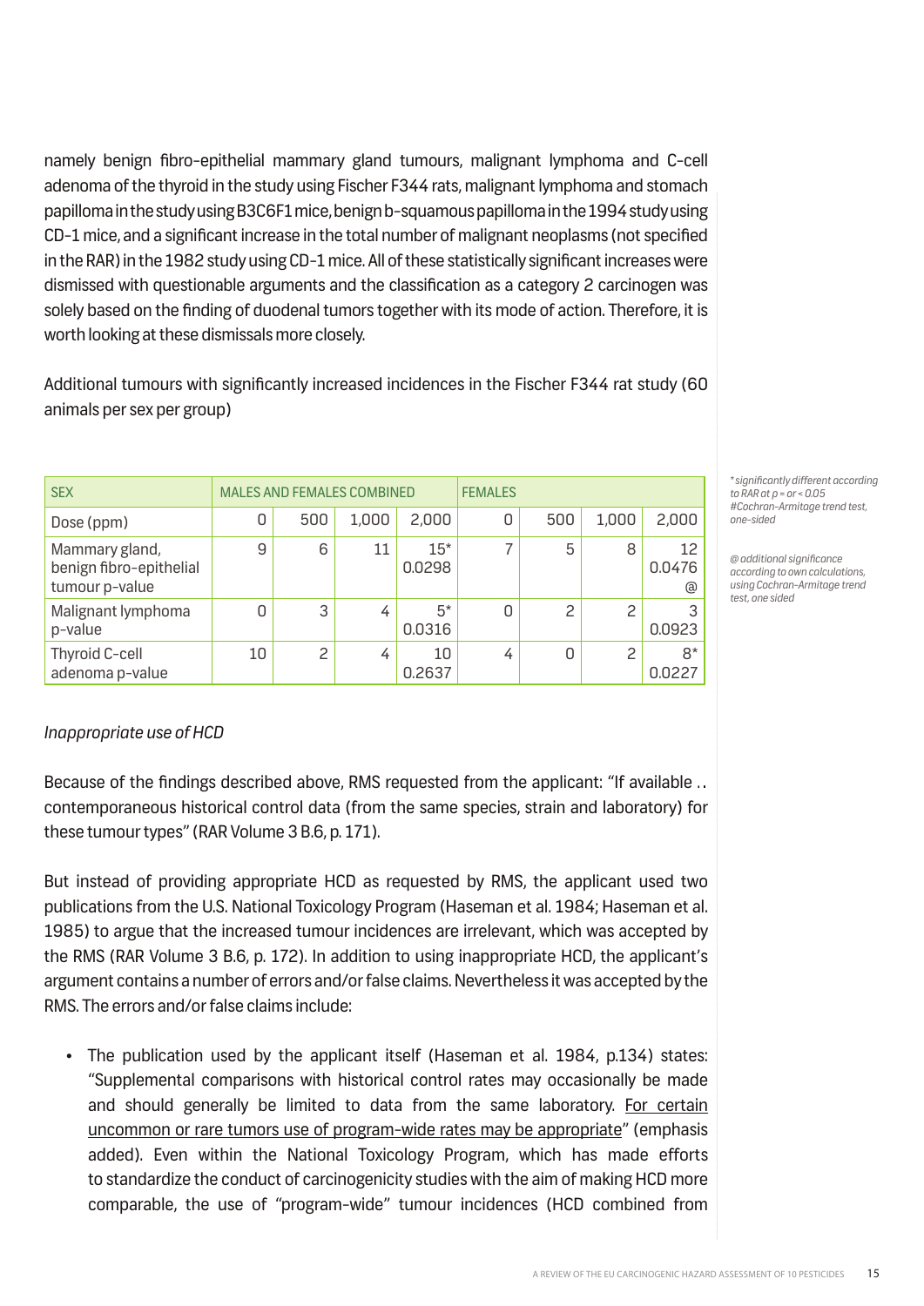namely benign fibro-epithelial mammary gland tumours, malignant lymphoma and C-cell adenoma of the thyroid in the study using Fischer F344 rats, malignant lymphoma and stomach papilloma in the study using B3C6F1 mice, benign b-squamous papilloma in the 1994 study using CD-1 mice, and a significant increase in the total number of malignant neoplasms (not specified in the RAR) in the 1982 study using CD-1 mice. All of these statistically significant increases were dismissed with questionable arguments and the classification as a category 2 carcinogen was solely based on the finding of duodenal tumors together with its mode of action. Therefore, it is worth looking at these dismissals more closely.

Additional tumours with significantly increased incidences in the Fischer F344 rat study (60 animals per sex per group)

| SEX | MALES AND FEMALES COMBINED | | | | FEMALES | | | |
|---|---|---|---|---|---|---|---|---|
| Dose (ppm) | 0 | 500 | 1,000 | 2,000 | 0 | 500 | 1,000 | 2,000 |
| Mammary gland, benign fibro-epithelial tumour p-value | 9 | 6 | 11 | 15* 0.0298 | 7 | 5 | 8 | 12 0.0476 @ |
| Malignant lymphoma p-value | 0 | 3 | 4 | 5* 0.0316 | 0 | 2 | 2 | 3 0.0923 |
| Thyroid C-cell adenoma p-value | 10 | 2 | 4 | 10 0.2637 | 4 | 0 | 2 | 8* 0.0227 |

*\* significantly different according to RAR at p = or < 0.05*
*#Cochran-Armitage trend test, one-sided*

*@ additional significance according to own calculations, using Cochran-Armitage trend test, one sided*

*Inappropriate use of HCD*

Because of the findings described above, RMS requested from the applicant: "If available .. contemporaneous historical control data (from the same species, strain and laboratory) for these tumour types" (RAR Volume 3 B.6, p. 171).

But instead of providing appropriate HCD as requested by RMS, the applicant used two publications from the U.S. National Toxicology Program (Haseman et al. 1984; Haseman et al. 1985) to argue that the increased tumour incidences are irrelevant, which was accepted by the RMS (RAR Volume 3 B.6, p. 172). In addition to using inappropriate HCD, the applicant's argument contains a number of errors and/or false claims. Nevertheless it was accepted by the RMS. The errors and/or false claims include:

- The publication used by the applicant itself (Haseman et al. 1984, p.134) states: "Supplemental comparisons with historical control rates may occasionally be made and should generally be limited to data from the same laboratory. <u>For certain uncommon or rare tumors use of program-wide rates may be appropriate</u>" (emphasis added). Even within the National Toxicology Program, which has made efforts to standardize the conduct of carcinogenicity studies with the aim of making HCD more comparable, the use of "program-wide" tumour incidences (HCD combined from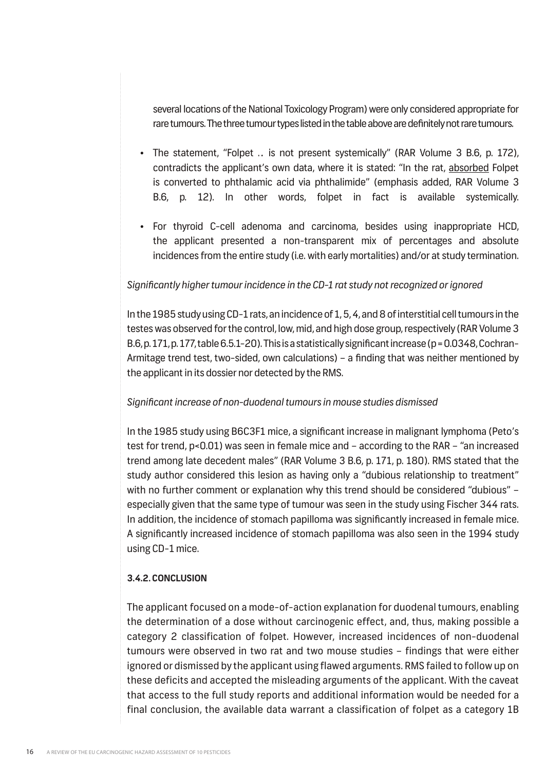several locations of the National Toxicology Program) were only considered appropriate for rare tumours. The three tumour types listed in the table above are definitely not rare tumours.

- The statement, "Folpet .. is not present systemically" (RAR Volume 3 B.6, p. 172), contradicts the applicant's own data, where it is stated: "In the rat, absorbed Folpet is converted to phthalamic acid via phthalimide" (emphasis added, RAR Volume 3 B.6, p. 12). In other words, folpet in fact is available systemically.
- For thyroid C-cell adenoma and carcinoma, besides using inappropriate HCD, the applicant presented a non-transparent mix of percentages and absolute incidences from the entire study (i.e. with early mortalities) and/or at study termination.

*Significantly higher tumour incidence in the CD-1 rat study not recognized or ignored*

In the 1985 study using CD-1 rats, an incidence of 1, 5, 4, and 8 of interstitial cell tumours in the testes was observed for the control, low, mid, and high dose group, respectively (RAR Volume 3 B.6, p. 171, p. 177, table 6.5.1-20). This is a statistically significant increase ($p = 0.0348$, Cochran-Armitage trend test, two-sided, own calculations) – a finding that was neither mentioned by the applicant in its dossier nor detected by the RMS.

*Significant increase of non-duodenal tumours in mouse studies dismissed*

In the 1985 study using B6C3F1 mice, a significant increase in malignant lymphoma (Peto's test for trend, $p<0.01$) was seen in female mice and – according to the RAR – "an increased trend among late decedent males" (RAR Volume 3 B.6, p. 171, p. 180). RMS stated that the study author considered this lesion as having only a "dubious relationship to treatment" with no further comment or explanation why this trend should be considered "dubious" – especially given that the same type of tumour was seen in the study using Fischer 344 rats. In addition, the incidence of stomach papilloma was significantly increased in female mice. A significantly increased incidence of stomach papilloma was also seen in the 1994 study using CD-1 mice.

#### 3.4.2. CONCLUSION

The applicant focused on a mode-of-action explanation for duodenal tumours, enabling the determination of a dose without carcinogenic effect, and, thus, making possible a category 2 classification of folpet. However, increased incidences of non-duodenal tumours were observed in two rat and two mouse studies – findings that were either ignored or dismissed by the applicant using flawed arguments. RMS failed to follow up on these deficits and accepted the misleading arguments of the applicant. With the caveat that access to the full study reports and additional information would be needed for a final conclusion, the available data warrant a classification of folpet as a category 1B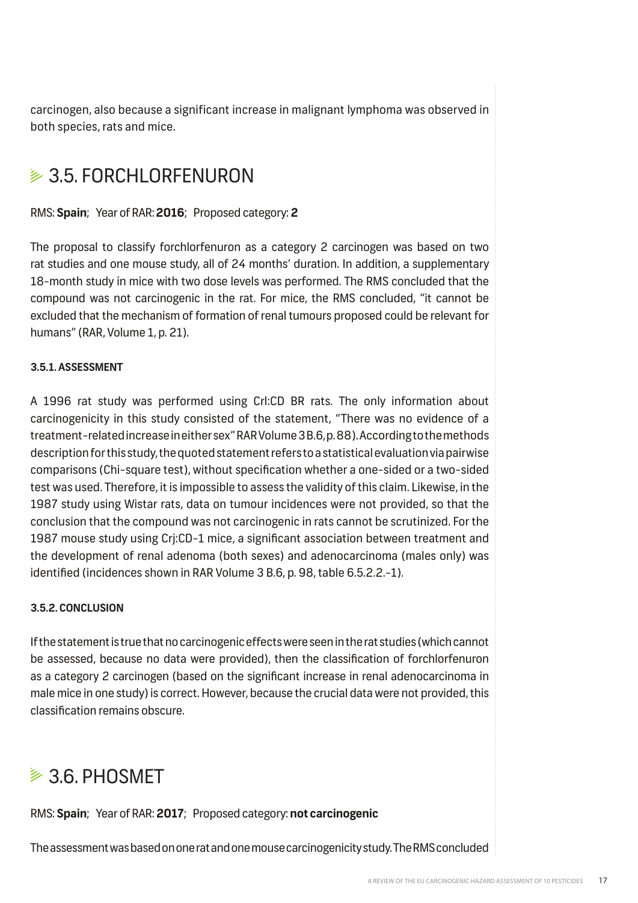carcinogen, also because a significant increase in malignant lymphoma was observed in both species, rats and mice.

## 3.5. FORCHLORFENURON

RMS: **Spain**; Year of RAR: **2016**; Proposed category: **2**

The proposal to classify forchlorfenuron as a category 2 carcinogen was based on two rat studies and one mouse study, all of 24 months' duration. In addition, a supplementary 18-month study in mice with two dose levels was performed. The RMS concluded that the compound was not carcinogenic in the rat. For mice, the RMS concluded, "it cannot be excluded that the mechanism of formation of renal tumours proposed could be relevant for humans" (RAR, Volume 1, p. 21).

### 3.5.1. ASSESSMENT

A 1996 rat study was performed using Crl:CD BR rats. The only information about carcinogenicity in this study consisted of the statement, "There was no evidence of a treatment-related increase in either sex" RAR Volume 3 B.6, p. 88). According to the methods description for this study, the quoted statement refers to a statistical evaluation via pairwise comparisons (Chi-square test), without specification whether a one-sided or a two-sided test was used. Therefore, it is impossible to assess the validity of this claim. Likewise, in the 1987 study using Wistar rats, data on tumour incidences were not provided, so that the conclusion that the compound was not carcinogenic in rats cannot be scrutinized. For the 1987 mouse study using Crj:CD-1 mice, a significant association between treatment and the development of renal adenoma (both sexes) and adenocarcinoma (males only) was identified (incidences shown in RAR Volume 3 B.6, p. 98, table 6.5.2.2.-1).

### 3.5.2. CONCLUSION

If the statement is true that no carcinogenic effects were seen in the rat studies (which cannot be assessed, because no data were provided), then the classification of forchlorfenuron as a category 2 carcinogen (based on the significant increase in renal adenocarcinoma in male mice in one study) is correct. However, because the crucial data were not provided, this classification remains obscure.

## 3.6. PHOSMET

RMS: **Spain**; Year of RAR: **2017**; Proposed category: **not carcinogenic**

The assessment was based on one rat and one mouse carcinogenicity study. The RMS concluded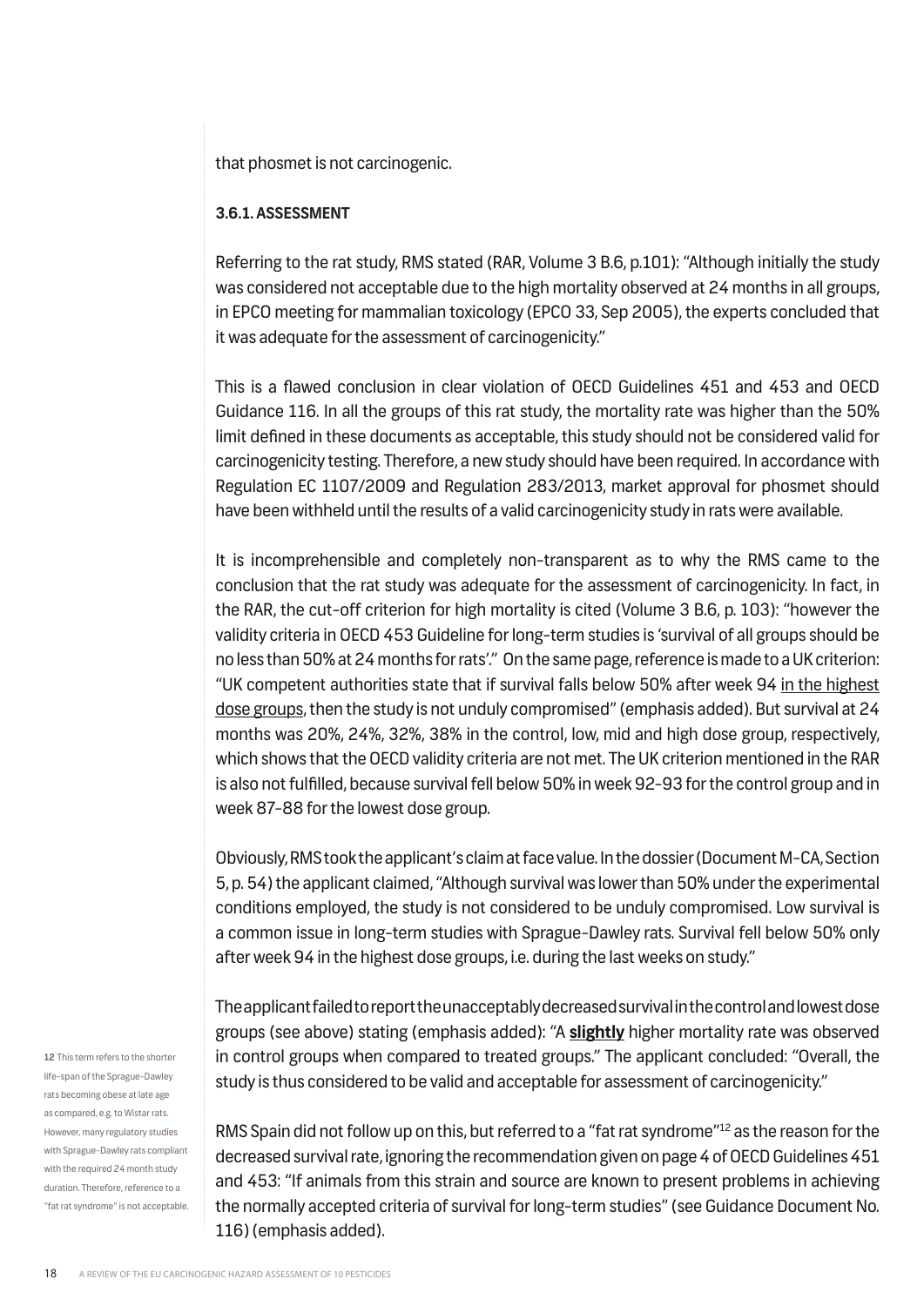that phosmet is not carcinogenic.

### 3.6.1. ASSESSMENT

Referring to the rat study, RMS stated (RAR, Volume 3 B.6, p.101): "Although initially the study was considered not acceptable due to the high mortality observed at 24 months in all groups, in EPCO meeting for mammalian toxicology (EPCO 33, Sep 2005), the experts concluded that it was adequate for the assessment of carcinogenicity."

This is a flawed conclusion in clear violation of OECD Guidelines 451 and 453 and OECD Guidance 116. In all the groups of this rat study, the mortality rate was higher than the 50% limit defined in these documents as acceptable, this study should not be considered valid for carcinogenicity testing. Therefore, a new study should have been required. In accordance with Regulation EC 1107/2009 and Regulation 283/2013, market approval for phosmet should have been withheld until the results of a valid carcinogenicity study in rats were available.

It is incomprehensible and completely non-transparent as to why the RMS came to the conclusion that the rat study was adequate for the assessment of carcinogenicity. In fact, in the RAR, the cut-off criterion for high mortality is cited (Volume 3 B.6, p. 103): "however the validity criteria in OECD 453 Guideline for long-term studies is 'survival of all groups should be no less than 50% at 24 months for rats'." On the same page, reference is made to a UK criterion: "UK competent authorities state that if survival falls below 50% after week 94 <u>in the highest dose groups</u>, then the study is not unduly compromised" (emphasis added). But survival at 24 months was 20%, 24%, 32%, 38% in the control, low, mid and high dose group, respectively, which shows that the OECD validity criteria are not met. The UK criterion mentioned in the RAR is also not fulfilled, because survival fell below 50% in week 92-93 for the control group and in week 87-88 for the lowest dose group.

Obviously, RMS took the applicant's claim at face value. In the dossier (Document M-CA, Section 5, p. 54) the applicant claimed, "Although survival was lower than 50% under the experimental conditions employed, the study is not considered to be unduly compromised. Low survival is a common issue in long-term studies with Sprague-Dawley rats. Survival fell below 50% only after week 94 in the highest dose groups, i.e. during the last weeks on study."

The applicant failed to report the unacceptably decreased survival in the control and lowest dose groups (see above) stating (emphasis added): "A **<u>slightly</u>** higher mortality rate was observed in control groups when compared to treated groups." The applicant concluded: "Overall, the study is thus considered to be valid and acceptable for assessment of carcinogenicity."

RMS Spain did not follow up on this, but referred to a "fat rat syndrome"[12] as the reason for the decreased survival rate, ignoring the recommendation given on page 4 of OECD Guidelines 451 and 453: "If animals from this strain and source are known to present problems in achieving the normally accepted criteria of survival for long-term studies" (see Guidance Document No. 116) (emphasis added).

[12] This term refers to the shorter life-span of the Sprague-Dawley rats becoming obese at late age as compared, e.g. to Wistar rats. However, many regulatory studies with Sprague-Dawley rats compliant with the required 24 month study duration. Therefore, reference to a "fat rat syndrome" is not acceptable.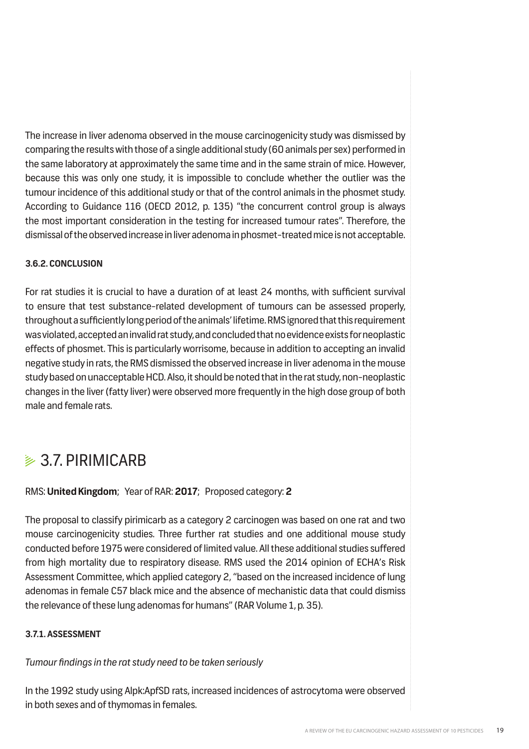The increase in liver adenoma observed in the mouse carcinogenicity study was dismissed by comparing the results with those of a single additional study (60 animals per sex) performed in the same laboratory at approximately the same time and in the same strain of mice. However, because this was only one study, it is impossible to conclude whether the outlier was the tumour incidence of this additional study or that of the control animals in the phosmet study. According to Guidance 116 (OECD 2012, p. 135) "the concurrent control group is always the most important consideration in the testing for increased tumour rates". Therefore, the dismissal of the observed increase in liver adenoma in phosmet-treated mice is not acceptable.

#### 3.6.2. CONCLUSION

For rat studies it is crucial to have a duration of at least 24 months, with sufficient survival to ensure that test substance-related development of tumours can be assessed properly, throughout a sufficiently long period of the animals' lifetime. RMS ignored that this requirement was violated, accepted an invalid rat study, and concluded that no evidence exists for neoplastic effects of phosmet. This is particularly worrisome, because in addition to accepting an invalid negative study in rats, the RMS dismissed the observed increase in liver adenoma in the mouse study based on unacceptable HCD. Also, it should be noted that in the rat study, non-neoplastic changes in the liver (fatty liver) were observed more frequently in the high dose group of both male and female rats.

## 3.7. PIRIMICARB

RMS: **United Kingdom**; Year of RAR: **2017**; Proposed category: **2**

The proposal to classify pirimicarb as a category 2 carcinogen was based on one rat and two mouse carcinogenicity studies. Three further rat studies and one additional mouse study conducted before 1975 were considered of limited value. All these additional studies suffered from high mortality due to respiratory disease. RMS used the 2014 opinion of ECHA's Risk Assessment Committee, which applied category 2, "based on the increased incidence of lung adenomas in female C57 black mice and the absence of mechanistic data that could dismiss the relevance of these lung adenomas for humans" (RAR Volume 1, p. 35).

#### 3.7.1. ASSESSMENT

*Tumour findings in the rat study need to be taken seriously*

In the 1992 study using Alpk:ApfSD rats, increased incidences of astrocytoma were observed in both sexes and of thymomas in females.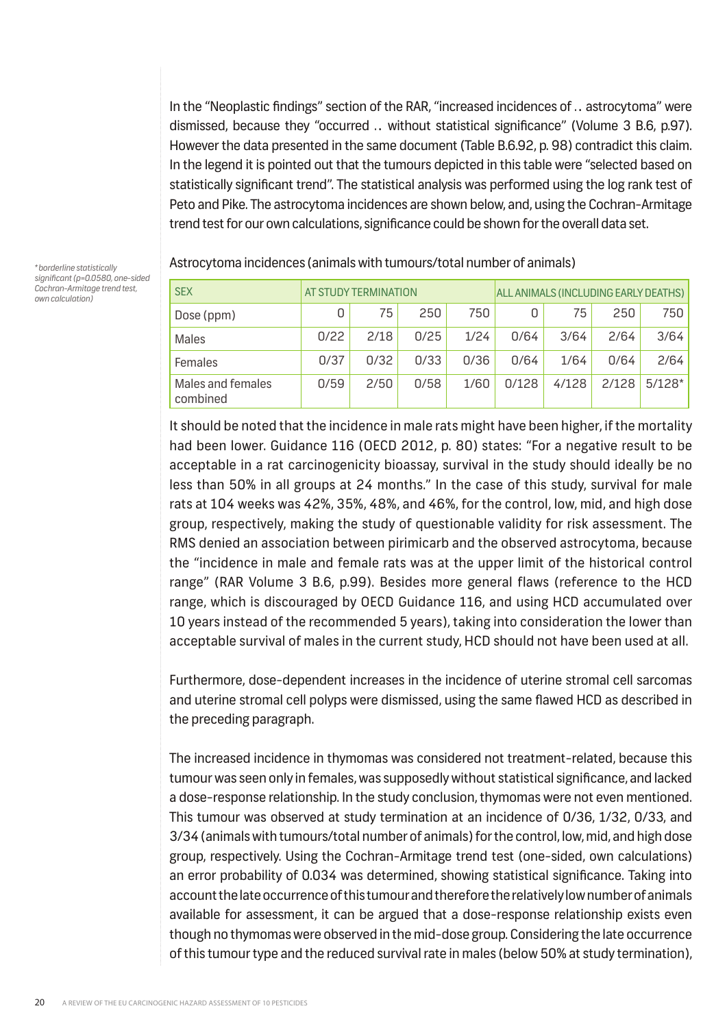In the "Neoplastic findings" section of the RAR, "increased incidences of .. astrocytoma" were dismissed, because they "occurred .. without statistical significance" (Volume 3 B.6, p.97). However the data presented in the same document (Table B.6.92, p. 98) contradict this claim. In the legend it is pointed out that the tumours depicted in this table were "selected based on statistically significant trend". The statistical analysis was performed using the log rank test of Peto and Pike. The astrocytoma incidences are shown below, and, using the Cochran-Armitage trend test for our own calculations, significance could be shown for the overall data set.

Astrocytoma incidences (animals with tumours/total number of animals)

| SEX | AT STUDY TERMINATION | | | | ALL ANIMALS (INCLUDING EARLY DEATHS) | | | |
|---|---|---|---|---|---|---|---|---|
| Dose (ppm) | 0 | 75 | 250 | 750 | 0 | 75 | 250 | 750 |
| Males | 0/22 | 2/18 | 0/25 | 1/24 | 0/64 | 3/64 | 2/64 | 3/64 |
| Females | 0/37 | 0/32 | 0/33 | 0/36 | 0/64 | 1/64 | 0/64 | 2/64 |
| Males and females combined | 0/59 | 2/50 | 0/58 | 1/60 | 0/128 | 4/128 | 2/128 | 5/128* |

*\* borderline statistically significant (p=0.0580, one-sided Cochran-Armitage trend test, own calculation)*

It should be noted that the incidence in male rats might have been higher, if the mortality had been lower. Guidance 116 (OECD 2012, p. 80) states: "For a negative result to be acceptable in a rat carcinogenicity bioassay, survival in the study should ideally be no less than 50% in all groups at 24 months." In the case of this study, survival for male rats at 104 weeks was 42%, 35%, 48%, and 46%, for the control, low, mid, and high dose group, respectively, making the study of questionable validity for risk assessment. The RMS denied an association between pirimicarb and the observed astrocytoma, because the "incidence in male and female rats was at the upper limit of the historical control range" (RAR Volume 3 B.6, p.99). Besides more general flaws (reference to the HCD range, which is discouraged by OECD Guidance 116, and using HCD accumulated over 10 years instead of the recommended 5 years), taking into consideration the lower than acceptable survival of males in the current study, HCD should not have been used at all.

Furthermore, dose-dependent increases in the incidence of uterine stromal cell sarcomas and uterine stromal cell polyps were dismissed, using the same flawed HCD as described in the preceding paragraph.

The increased incidence in thymomas was considered not treatment-related, because this tumour was seen only in females, was supposedly without statistical significance, and lacked a dose-response relationship. In the study conclusion, thymomas were not even mentioned. This tumour was observed at study termination at an incidence of 0/36, 1/32, 0/33, and 3/34 (animals with tumours/total number of animals) for the control, low, mid, and high dose group, respectively. Using the Cochran-Armitage trend test (one-sided, own calculations) an error probability of 0.034 was determined, showing statistical significance. Taking into account the late occurrence of this tumour and therefore the relatively low number of animals available for assessment, it can be argued that a dose-response relationship exists even though no thymomas were observed in the mid-dose group. Considering the late occurrence of this tumour type and the reduced survival rate in males (below 50% at study termination),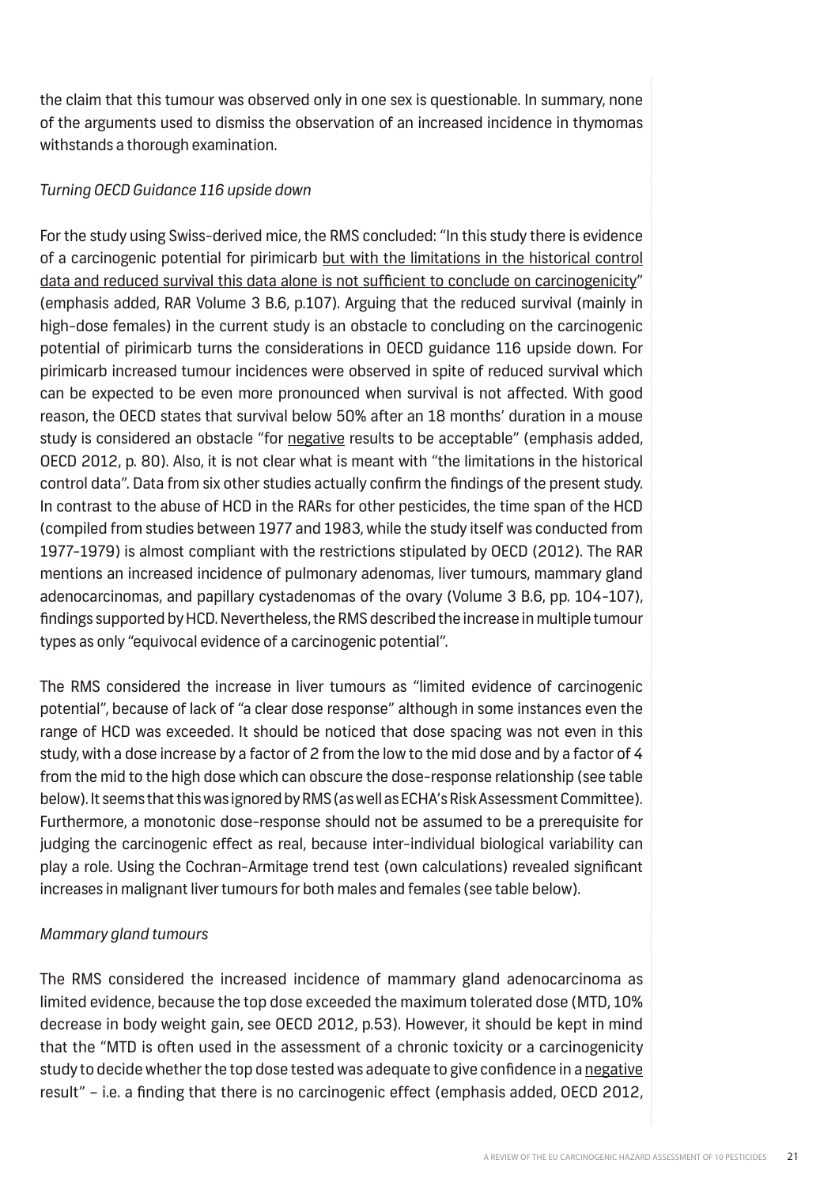the claim that this tumour was observed only in one sex is questionable. In summary, none of the arguments used to dismiss the observation of an increased incidence in thymomas withstands a thorough examination.

*Turning OECD Guidance 116 upside down*

For the study using Swiss-derived mice, the RMS concluded: "In this study there is evidence of a carcinogenic potential for pirimicarb <u>but with the limitations in the historical control data and reduced survival this data alone is not sufficient to conclude on carcinogenicity</u>" (emphasis added, RAR Volume 3 B.6, p.107). Arguing that the reduced survival (mainly in high-dose females) in the current study is an obstacle to concluding on the carcinogenic potential of pirimicarb turns the considerations in OECD guidance 116 upside down. For pirimicarb increased tumour incidences were observed in spite of reduced survival which can be expected to be even more pronounced when survival is not affected. With good reason, the OECD states that survival below 50% after an 18 months' duration in a mouse study is considered an obstacle "for <u>negative</u> results to be acceptable" (emphasis added, OECD 2012, p. 80). Also, it is not clear what is meant with "the limitations in the historical control data". Data from six other studies actually confirm the findings of the present study. In contrast to the abuse of HCD in the RARs for other pesticides, the time span of the HCD (compiled from studies between 1977 and 1983, while the study itself was conducted from 1977-1979) is almost compliant with the restrictions stipulated by OECD (2012). The RAR mentions an increased incidence of pulmonary adenomas, liver tumours, mammary gland adenocarcinomas, and papillary cystadenomas of the ovary (Volume 3 B.6, pp. 104-107), findings supported by HCD. Nevertheless, the RMS described the increase in multiple tumour types as only "equivocal evidence of a carcinogenic potential".

The RMS considered the increase in liver tumours as "limited evidence of carcinogenic potential", because of lack of "a clear dose response" although in some instances even the range of HCD was exceeded. It should be noticed that dose spacing was not even in this study, with a dose increase by a factor of 2 from the low to the mid dose and by a factor of 4 from the mid to the high dose which can obscure the dose-response relationship (see table below). It seems that this was ignored by RMS (as well as ECHA's Risk Assessment Committee). Furthermore, a monotonic dose-response should not be assumed to be a prerequisite for judging the carcinogenic effect as real, because inter-individual biological variability can play a role. Using the Cochran-Armitage trend test (own calculations) revealed significant increases in malignant liver tumours for both males and females (see table below).

*Mammary gland tumours*

The RMS considered the increased incidence of mammary gland adenocarcinoma as limited evidence, because the top dose exceeded the maximum tolerated dose (MTD, 10% decrease in body weight gain, see OECD 2012, p.53). However, it should be kept in mind that the "MTD is often used in the assessment of a chronic toxicity or a carcinogenicity study to decide whether the top dose tested was adequate to give confidence in a <u>negative</u> result" – i.e. a finding that there is no carcinogenic effect (emphasis added, OECD 2012,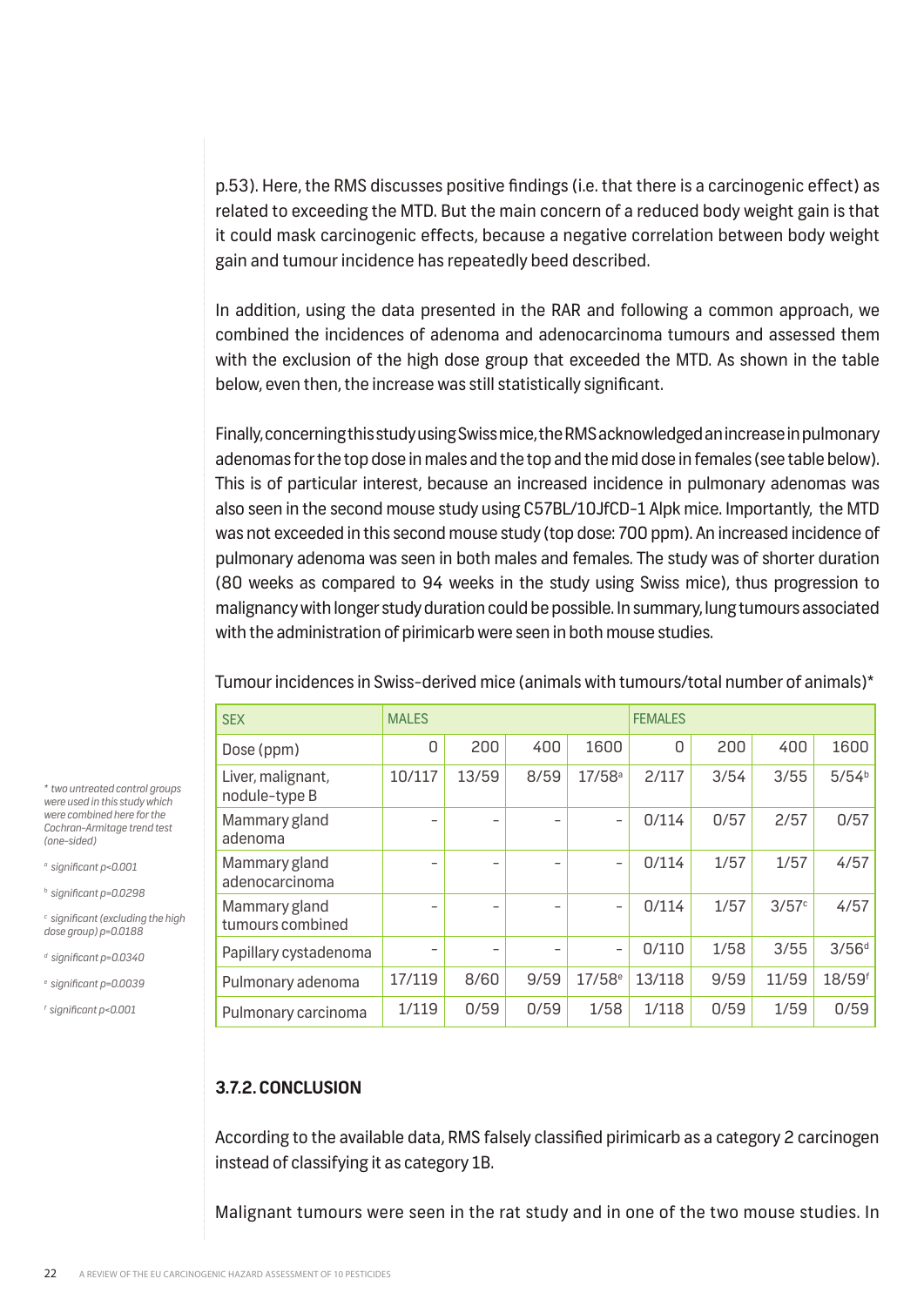p.53). Here, the RMS discusses positive findings (i.e. that there is a carcinogenic effect) as related to exceeding the MTD. But the main concern of a reduced body weight gain is that it could mask carcinogenic effects, because a negative correlation between body weight gain and tumour incidence has repeatedly beed described.

In addition, using the data presented in the RAR and following a common approach, we combined the incidences of adenoma and adenocarcinoma tumours and assessed them with the exclusion of the high dose group that exceeded the MTD. As shown in the table below, even then, the increase was still statistically significant.

Finally, concerning this study using Swiss mice, the RMS acknowledged an increase in pulmonary adenomas for the top dose in males and the top and the mid dose in females (see table below). This is of particular interest, because an increased incidence in pulmonary adenomas was also seen in the second mouse study using C57BL/10JfCD-1 Alpk mice. Importantly, the MTD was not exceeded in this second mouse study (top dose: 700 ppm). An increased incidence of pulmonary adenoma was seen in both males and females. The study was of shorter duration (80 weeks as compared to 94 weeks in the study using Swiss mice), thus progression to malignancy with longer study duration could be possible. In summary, lung tumours associated with the administration of pirimicarb were seen in both mouse studies.

Tumour incidences in Swiss-derived mice (animals with tumours/total number of animals)*

| SEX | MALES | | | | FEMALES | | | |
|---|---|---|---|---|---|---|---|---|
| Dose (ppm) | 0 | 200 | 400 | 1600 | 0 | 200 | 400 | 1600 |
| Liver, malignant, nodule-type B | 10/117 | 13/59 | 8/59 | 17/58[a] | 2/117 | 3/54 | 3/55 | 5/54[b] |
| Mammary gland adenoma | - | - | - | - | 0/114 | 0/57 | 2/57 | 0/57 |
| Mammary gland adenocarcinoma | - | - | - | - | 0/114 | 1/57 | 1/57 | 4/57 |
| Mammary gland tumours combined | - | - | - | - | 0/114 | 1/57 | 3/57[c] | 4/57 |
| Papillary cystadenoma | - | - | - | - | 0/110 | 1/58 | 3/55 | 3/56[d] |
| Pulmonary adenoma | 17/119 | 8/60 | 9/59 | 17/58[e] | 13/118 | 9/59 | 11/59 | 18/59[f] |
| Pulmonary carcinoma | 1/119 | 0/59 | 0/59 | 1/58 | 1/118 | 0/59 | 1/59 | 0/59 |

*\* two untreated control groups were used in this study which were combined here for the Cochran-Armitage trend test (one-sided)*

*[a] significant p<0.001*

*[b] significant p=0.0298*

*[c] significant (excluding the high dose group) p=0.0188*

*[d] significant p=0.0340*

*[e] significant p=0.0039*

*[f] significant p<0.001*

### 3.7.2. CONCLUSION

According to the available data, RMS falsely classified pirimicarb as a category 2 carcinogen instead of classifying it as category 1B.

Malignant tumours were seen in the rat study and in one of the two mouse studies. In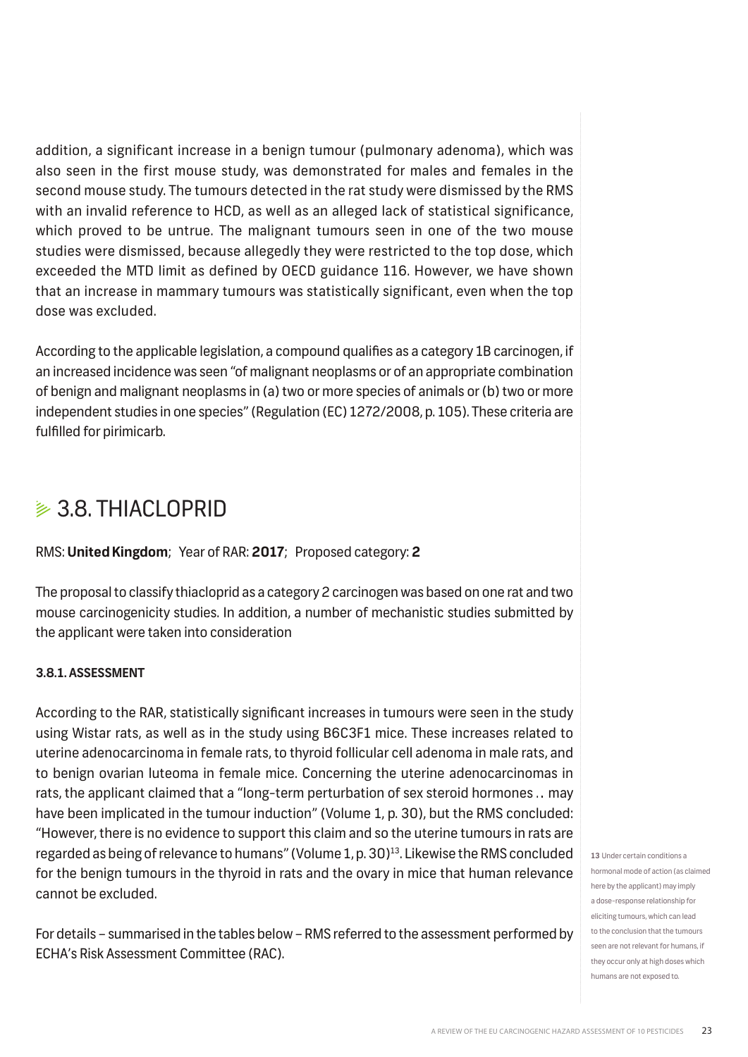addition, a significant increase in a benign tumour (pulmonary adenoma), which was also seen in the first mouse study, was demonstrated for males and females in the second mouse study. The tumours detected in the rat study were dismissed by the RMS with an invalid reference to HCD, as well as an alleged lack of statistical significance, which proved to be untrue. The malignant tumours seen in one of the two mouse studies were dismissed, because allegedly they were restricted to the top dose, which exceeded the MTD limit as defined by OECD guidance 116. However, we have shown that an increase in mammary tumours was statistically significant, even when the top dose was excluded.

According to the applicable legislation, a compound qualifies as a category 1B carcinogen, if an increased incidence was seen "of malignant neoplasms or of an appropriate combination of benign and malignant neoplasms in (a) two or more species of animals or (b) two or more independent studies in one species" (Regulation (EC) 1272/2008, p. 105). These criteria are fulfilled for pirimicarb.

## 3.8. THIACLOPRID

RMS: **United Kingdom**; Year of RAR: **2017**; Proposed category: **2**

The proposal to classify thiacloprid as a category 2 carcinogen was based on one rat and two mouse carcinogenicity studies. In addition, a number of mechanistic studies submitted by the applicant were taken into consideration

### 3.8.1. ASSESSMENT

According to the RAR, statistically significant increases in tumours were seen in the study using Wistar rats, as well as in the study using B6C3F1 mice. These increases related to uterine adenocarcinoma in female rats, to thyroid follicular cell adenoma in male rats, and to benign ovarian luteoma in female mice. Concerning the uterine adenocarcinomas in rats, the applicant claimed that a "long-term perturbation of sex steroid hormones .. may have been implicated in the tumour induction" (Volume 1, p. 30), but the RMS concluded: "However, there is no evidence to support this claim and so the uterine tumours in rats are regarded as being of relevance to humans" (Volume 1, p. 30)[13]. Likewise the RMS concluded for the benign tumours in the thyroid in rats and the ovary in mice that human relevance cannot be excluded.

For details – summarised in the tables below – RMS referred to the assessment performed by ECHA's Risk Assessment Committee (RAC).

[13] Under certain conditions a hormonal mode of action (as claimed here by the applicant) may imply a dose-response relationship for eliciting tumours, which can lead to the conclusion that the tumours seen are not relevant for humans, if they occur only at high doses which humans are not exposed to.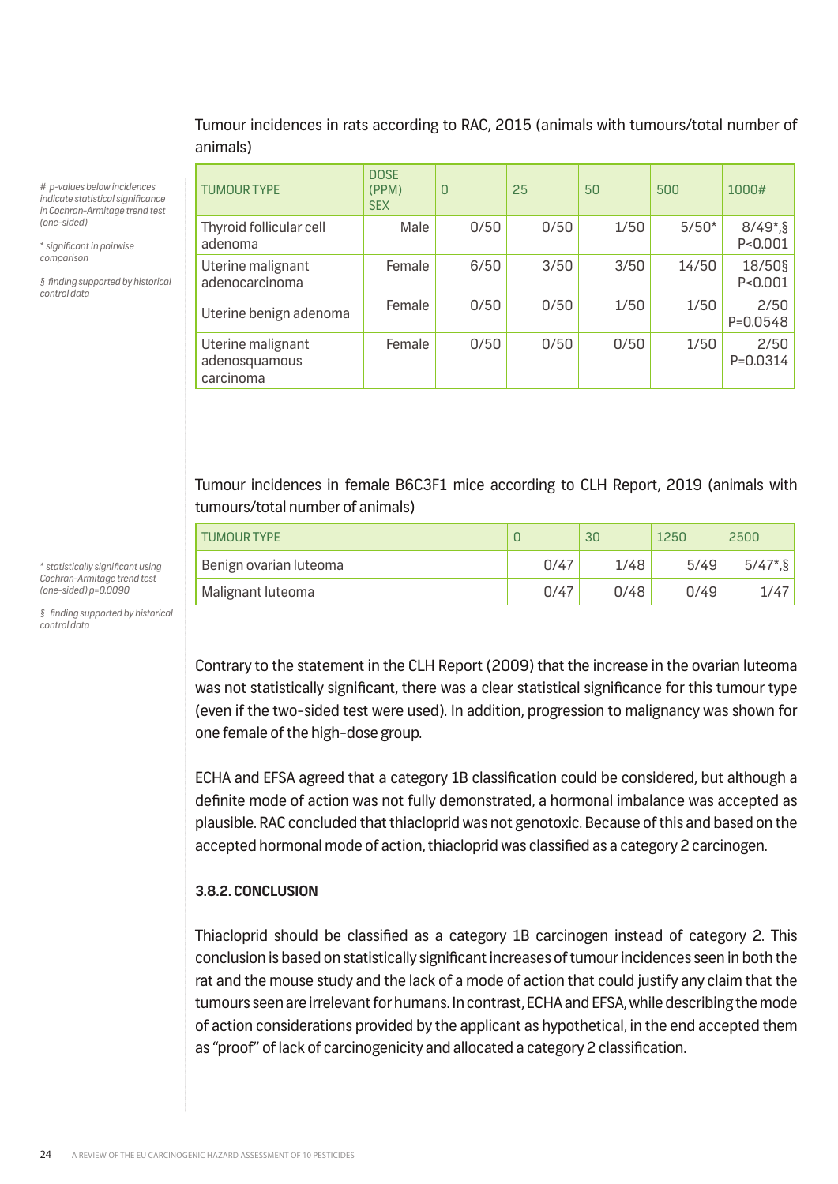Tumour incidences in rats according to RAC, 2015 (animals with tumours/total number of animals)

*# p-values below incidences indicate statistical significance in Cochran-Armitage trend test (one-sided)*

*\* significant in pairwise comparison*

*§ finding supported by historical control data*

| TUMOUR TYPE | DOSE (PPM) SEX | 0 | 25 | 50 | 500 | 1000# |
|---|---|---|---|---|---|---|
| Thyroid follicular cell adenoma | Male | 0/50 | 0/50 | 1/50 | 5/50* | 8/49*,§ P<0.001 |
| Uterine malignant adenocarcinoma | Female | 6/50 | 3/50 | 3/50 | 14/50 | 18/50§ P<0.001 |
| Uterine benign adenoma | Female | 0/50 | 0/50 | 1/50 | 1/50 | 2/50 P=0.0548 |
| Uterine malignant adenosquamous carcinoma | Female | 0/50 | 0/50 | 0/50 | 1/50 | 2/50 P=0.0314 |

Tumour incidences in female B6C3F1 mice according to CLH Report, 2019 (animals with tumours/total number of animals)

*\* statistically significant using Cochran-Armitage trend test (one-sided) p=0.0090*

*§ finding supported by historical control data*

| TUMOUR TYPE | 0 | 30 | 1250 | 2500 |
|---|---|---|---|---|
| Benign ovarian luteoma | 0/47 | 1/48 | 5/49 | 5/47*,§ |
| Malignant luteoma | 0/47 | 0/48 | 0/49 | 1/47 |

Contrary to the statement in the CLH Report (2009) that the increase in the ovarian luteoma was not statistically significant, there was a clear statistical significance for this tumour type (even if the two-sided test were used). In addition, progression to malignancy was shown for one female of the high-dose group.

ECHA and EFSA agreed that a category 1B classification could be considered, but although a definite mode of action was not fully demonstrated, a hormonal imbalance was accepted as plausible. RAC concluded that thiacloprid was not genotoxic. Because of this and based on the accepted hormonal mode of action, thiacloprid was classified as a category 2 carcinogen.

**3.8.2. CONCLUSION**

Thiacloprid should be classified as a category 1B carcinogen instead of category 2. This conclusion is based on statistically significant increases of tumour incidences seen in both the rat and the mouse study and the lack of a mode of action that could justify any claim that the tumours seen are irrelevant for humans. In contrast, ECHA and EFSA, while describing the mode of action considerations provided by the applicant as hypothetical, in the end accepted them as "proof" of lack of carcinogenicity and allocated a category 2 classification.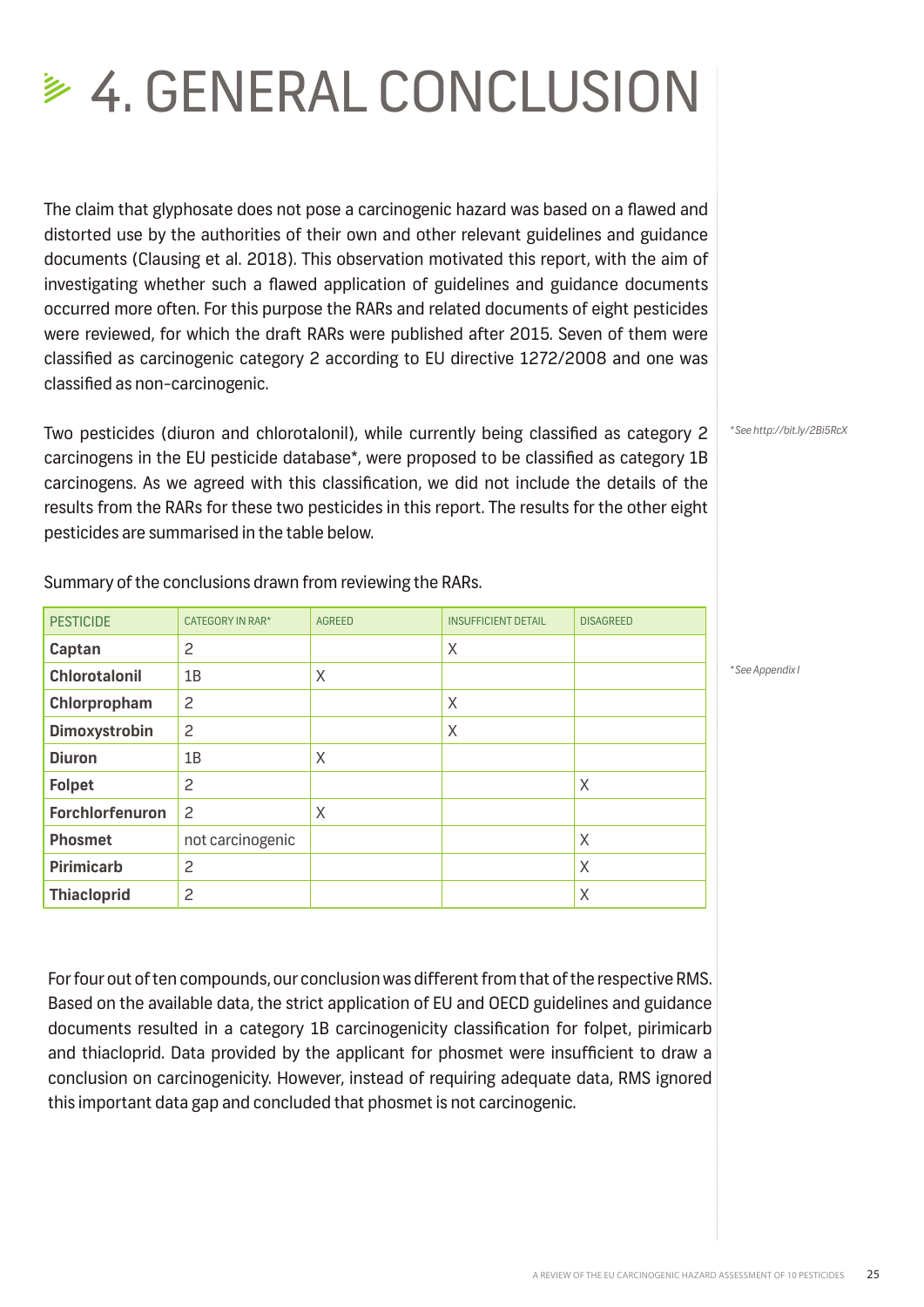# 4. GENERAL CONCLUSION

The claim that glyphosate does not pose a carcinogenic hazard was based on a flawed and distorted use by the authorities of their own and other relevant guidelines and guidance documents (Clausing et al. 2018). This observation motivated this report, with the aim of investigating whether such a flawed application of guidelines and guidance documents occurred more often. For this purpose the RARs and related documents of eight pesticides were reviewed, for which the draft RARs were published after 2015. Seven of them were classified as carcinogenic category 2 according to EU directive 1272/2008 and one was classified as non-carcinogenic.

Two pesticides (diuron and chlorotalonil), while currently being classified as category 2 carcinogens in the EU pesticide database*, were proposed to be classified as category 1B carcinogens. As we agreed with this classification, we did not include the details of the results from the RARs for these two pesticides in this report. The results for the other eight pesticides are summarised in the table below.

*See http://bit.ly/2Bi5RcX

Summary of the conclusions drawn from reviewing the RARs.

| PESTICIDE | CATEGORY IN RAR* | AGREED | INSUFFICIENT DETAIL | DISAGREED |
|---|---|---|---|---|
| **Captan** | 2 | | X | |
| **Chlorotalonil** | 1B | X | | |
| **Chlorpropham** | 2 | | X | |
| **Dimoxystrobin** | 2 | | X | |
| **Diuron** | 1B | X | | |
| **Folpet** | 2 | | | X |
| **Forchlorfenuron** | 2 | X | | |
| **Phosmet** | not carcinogenic | | | X |
| **Pirimicarb** | 2 | | | X |
| **Thiacloprid** | 2 | | | X |

*See Appendix I

For four out of ten compounds, our conclusion was different from that of the respective RMS. Based on the available data, the strict application of EU and OECD guidelines and guidance documents resulted in a category 1B carcinogenicity classification for folpet, pirimicarb and thiacloprid. Data provided by the applicant for phosmet were insufficient to draw a conclusion on carcinogenicity. However, instead of requiring adequate data, RMS ignored this important data gap and concluded that phosmet is not carcinogenic.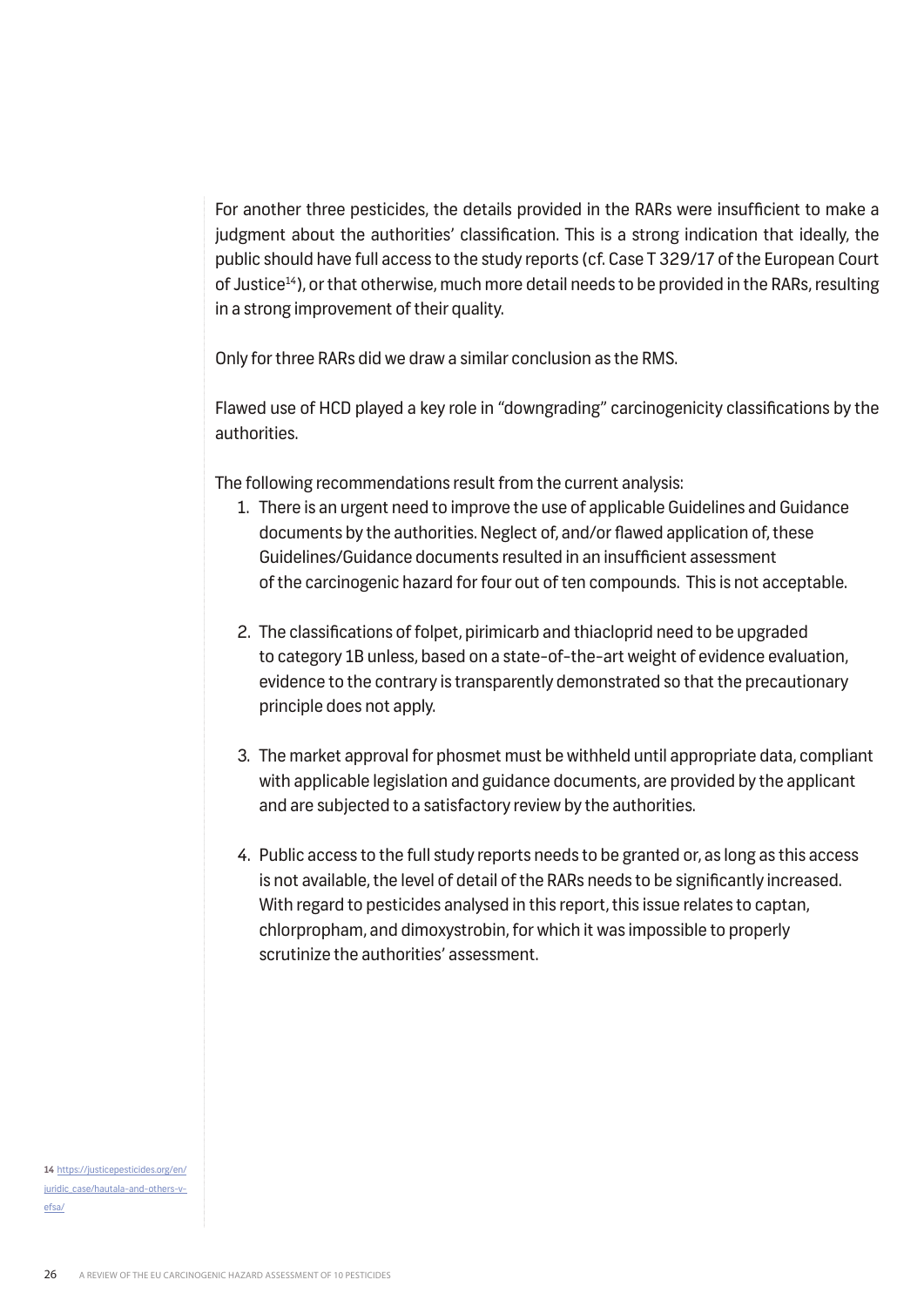For another three pesticides, the details provided in the RARs were insufficient to make a judgment about the authorities' classification. This is a strong indication that ideally, the public should have full access to the study reports (cf. Case T 329/17 of the European Court of Justice[14]), or that otherwise, much more detail needs to be provided in the RARs, resulting in a strong improvement of their quality.

Only for three RARs did we draw a similar conclusion as the RMS.

Flawed use of HCD played a key role in "downgrading" carcinogenicity classifications by the authorities.

The following recommendations result from the current analysis:

1. There is an urgent need to improve the use of applicable Guidelines and Guidance documents by the authorities. Neglect of, and/or flawed application of, these Guidelines/Guidance documents resulted in an insufficient assessment of the carcinogenic hazard for four out of ten compounds. This is not acceptable.

2. The classifications of folpet, pirimicarb and thiacloprid need to be upgraded to category 1B unless, based on a state-of-the-art weight of evidence evaluation, evidence to the contrary is transparently demonstrated so that the precautionary principle does not apply.

3. The market approval for phosmet must be withheld until appropriate data, compliant with applicable legislation and guidance documents, are provided by the applicant and are subjected to a satisfactory review by the authorities.

4. Public access to the full study reports needs to be granted or, as long as this access is not available, the level of detail of the RARs needs to be significantly increased. With regard to pesticides analysed in this report, this issue relates to captan, chlorpropham, and dimoxystrobin, for which it was impossible to properly scrutinize the authorities' assessment.

[14] https://justicepesticides.org/en/juridic_case/hautala-and-others-v-efsa/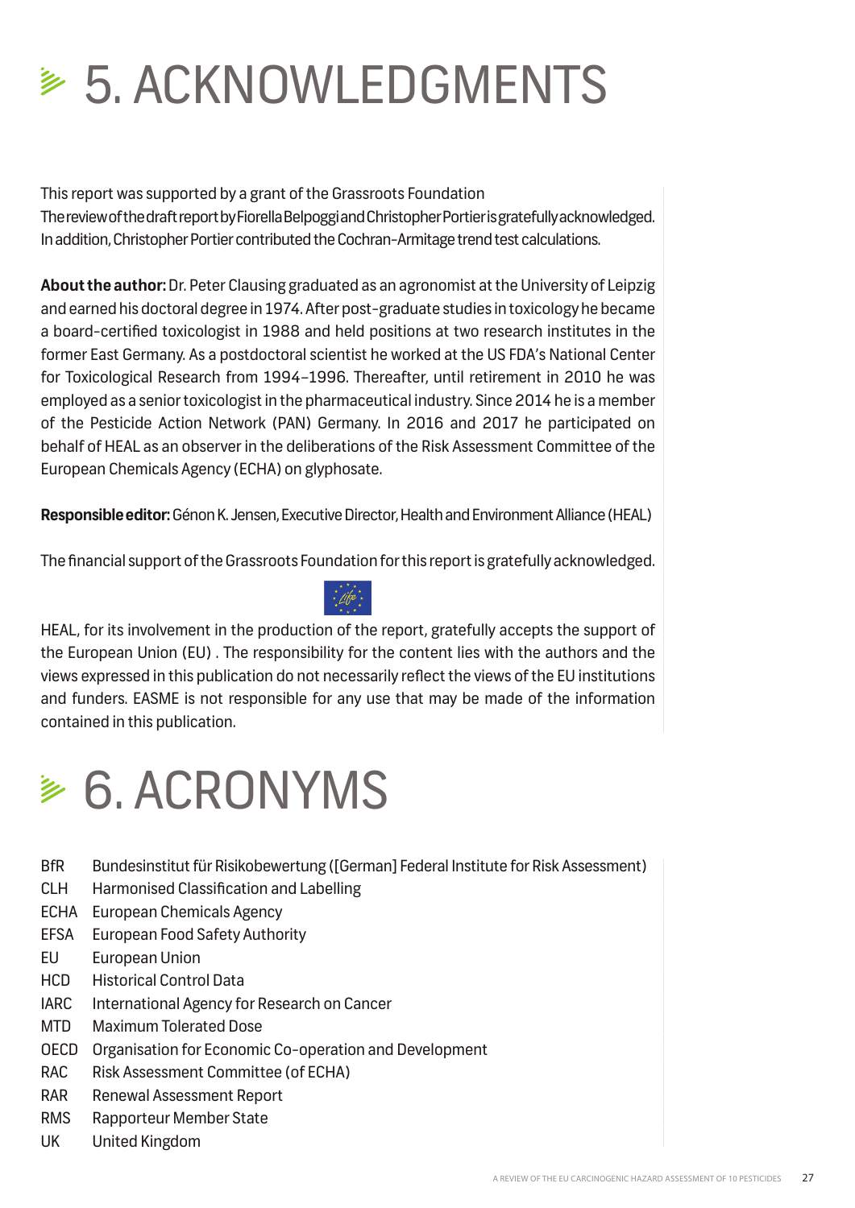# 5. ACKNOWLEDGMENTS

This report was supported by a grant of the Grassroots Foundation
The review of the draft report by Fiorella Belpoggi and Christopher Portier is gratefully acknowledged. In addition, Christopher Portier contributed the Cochran-Armitage trend test calculations.

**About the author:** Dr. Peter Clausing graduated as an agronomist at the University of Leipzig and earned his doctoral degree in 1974. After post-graduate studies in toxicology he became a board-certified toxicologist in 1988 and held positions at two research institutes in the former East Germany. As a postdoctoral scientist he worked at the US FDA's National Center for Toxicological Research from 1994–1996. Thereafter, until retirement in 2010 he was employed as a senior toxicologist in the pharmaceutical industry. Since 2014 he is a member of the Pesticide Action Network (PAN) Germany. In 2016 and 2017 he participated on behalf of HEAL as an observer in the deliberations of the Risk Assessment Committee of the European Chemicals Agency (ECHA) on glyphosate.

**Responsible editor:** Génon K. Jensen, Executive Director, Health and Environment Alliance (HEAL)

The financial support of the Grassroots Foundation for this report is gratefully acknowledged.

HEAL, for its involvement in the production of the report, gratefully accepts the support of the European Union (EU) . The responsibility for the content lies with the authors and the views expressed in this publication do not necessarily reflect the views of the EU institutions and funders. EASME is not responsible for any use that may be made of the information contained in this publication.

# 6. ACRONYMS

| | |
|---|---|
| BfR | Bundesinstitut für Risikobewertung ([German] Federal Institute for Risk Assessment) |
| CLH | Harmonised Classification and Labelling |
| ECHA | European Chemicals Agency |
| EFSA | European Food Safety Authority |
| EU | European Union |
| HCD | Historical Control Data |
| IARC | International Agency for Research on Cancer |
| MTD | Maximum Tolerated Dose |
| OECD | Organisation for Economic Co-operation and Development |
| RAC | Risk Assessment Committee (of ECHA) |
| RAR | Renewal Assessment Report |
| RMS | Rapporteur Member State |
| UK | United Kingdom |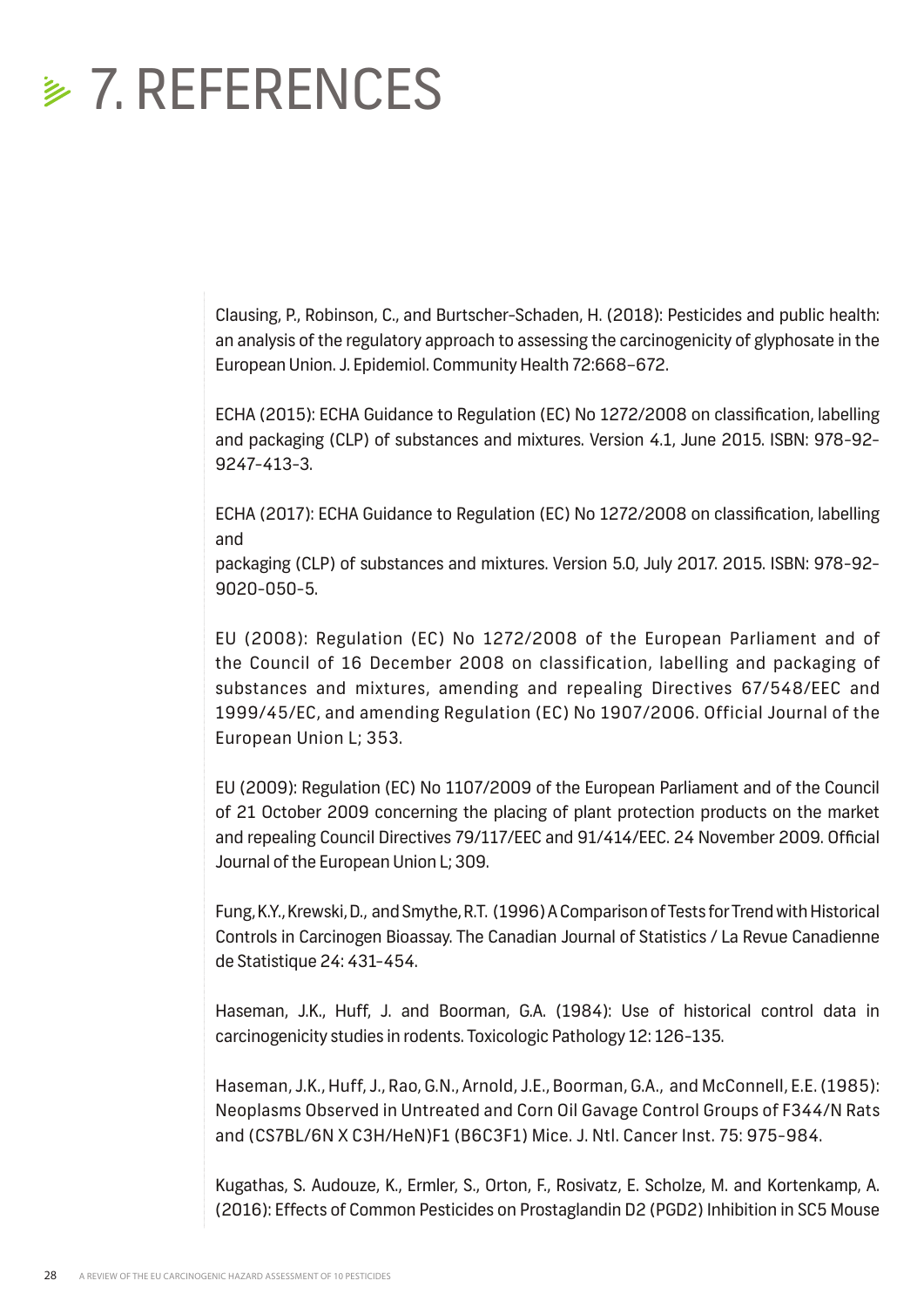# 7. REFERENCES

Clausing, P., Robinson, C., and Burtscher-Schaden, H. (2018): Pesticides and public health: an analysis of the regulatory approach to assessing the carcinogenicity of glyphosate in the European Union. J. Epidemiol. Community Health 72:668–672.

ECHA (2015): ECHA Guidance to Regulation (EC) No 1272/2008 on classification, labelling and packaging (CLP) of substances and mixtures. Version 4.1, June 2015. ISBN: 978-92-9247-413-3.

ECHA (2017): ECHA Guidance to Regulation (EC) No 1272/2008 on classification, labelling and

packaging (CLP) of substances and mixtures. Version 5.0, July 2017. 2015. ISBN: 978-92-9020-050-5.

EU (2008): Regulation (EC) No 1272/2008 of the European Parliament and of the Council of 16 December 2008 on classification, labelling and packaging of substances and mixtures, amending and repealing Directives 67/548/EEC and 1999/45/EC, and amending Regulation (EC) No 1907/2006. Official Journal of the European Union L; 353.

EU (2009): Regulation (EC) No 1107/2009 of the European Parliament and of the Council of 21 October 2009 concerning the placing of plant protection products on the market and repealing Council Directives 79/117/EEC and 91/414/EEC. 24 November 2009. Official Journal of the European Union L; 309.

Fung, K.Y., Krewski, D., and Smythe, R.T. (1996) A Comparison of Tests for Trend with Historical Controls in Carcinogen Bioassay. The Canadian Journal of Statistics / La Revue Canadienne de Statistique 24: 431-454.

Haseman, J.K., Huff, J. and Boorman, G.A. (1984): Use of historical control data in carcinogenicity studies in rodents. Toxicologic Pathology 12: 126-135.

Haseman, J.K., Huff, J., Rao, G.N., Arnold, J.E., Boorman, G.A., and McConnell, E.E. (1985): Neoplasms Observed in Untreated and Corn Oil Gavage Control Groups of F344/N Rats and (C57BL/6N X C3H/HeN)F1 (B6C3F1) Mice. J. Ntl. Cancer Inst. 75: 975-984.

Kugathas, S. Audouze, K., Ermler, S., Orton, F., Rosivatz, E. Scholze, M. and Kortenkamp, A. (2016): Effects of Common Pesticides on Prostaglandin D2 (PGD2) Inhibition in SC5 Mouse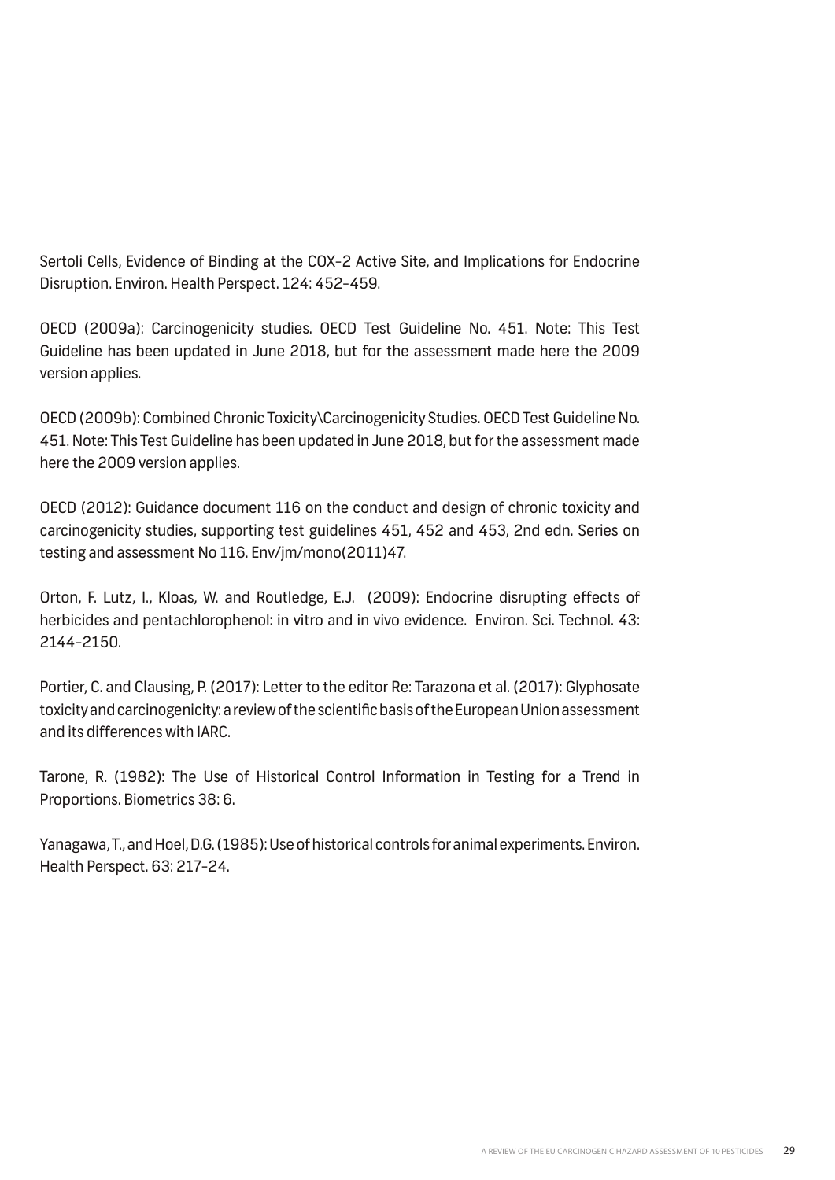Sertoli Cells, Evidence of Binding at the COX-2 Active Site, and Implications for Endocrine Disruption. Environ. Health Perspect. 124: 452-459.

OECD (2009a): Carcinogenicity studies. OECD Test Guideline No. 451. Note: This Test Guideline has been updated in June 2018, but for the assessment made here the 2009 version applies.

OECD (2009b): Combined Chronic Toxicity\Carcinogenicity Studies. OECD Test Guideline No. 451. Note: This Test Guideline has been updated in June 2018, but for the assessment made here the 2009 version applies.

OECD (2012): Guidance document 116 on the conduct and design of chronic toxicity and carcinogenicity studies, supporting test guidelines 451, 452 and 453, 2nd edn. Series on testing and assessment No 116. Env/jm/mono(2011)47.

Orton, F. Lutz, I., Kloas, W. and Routledge, E.J. (2009): Endocrine disrupting effects of herbicides and pentachlorophenol: in vitro and in vivo evidence. Environ. Sci. Technol. 43: 2144-2150.

Portier, C. and Clausing, P. (2017): Letter to the editor Re: Tarazona et al. (2017): Glyphosate toxicity and carcinogenicity: a review of the scientific basis of the European Union assessment and its differences with IARC.

Tarone, R. (1982): The Use of Historical Control Information in Testing for a Trend in Proportions. Biometrics 38: 6.

Yanagawa, T., and Hoel, D.G. (1985): Use of historical controls for animal experiments. Environ. Health Perspect. 63: 217-24.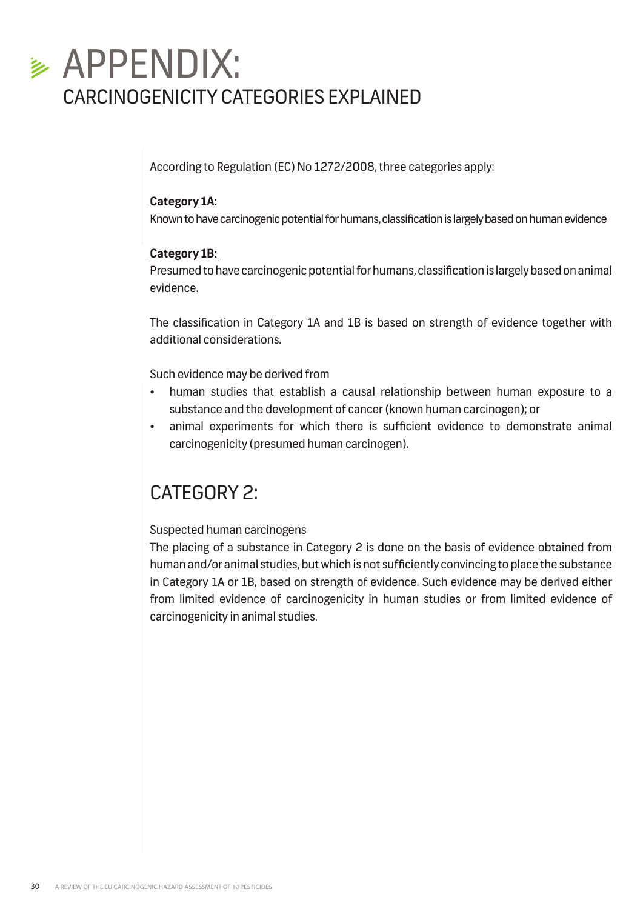# APPENDIX:
## CARCINOGENICITY CATEGORIES EXPLAINED

According to Regulation (EC) No 1272/2008, three categories apply:

**Category 1A:**
Known to have carcinogenic potential for humans, classification is largely based on human evidence

**Category 1B:**
Presumed to have carcinogenic potential for humans, classification is largely based on animal evidence.

The classification in Category 1A and 1B is based on strength of evidence together with additional considerations.

Such evidence may be derived from

- human studies that establish a causal relationship between human exposure to a substance and the development of cancer (known human carcinogen); or
- animal experiments for which there is sufficient evidence to demonstrate animal carcinogenicity (presumed human carcinogen).

## CATEGORY 2:

Suspected human carcinogens
The placing of a substance in Category 2 is done on the basis of evidence obtained from human and/or animal studies, but which is not sufficiently convincing to place the substance in Category 1A or 1B, based on strength of evidence. Such evidence may be derived either from limited evidence of carcinogenicity in human studies or from limited evidence of carcinogenicity in animal studies.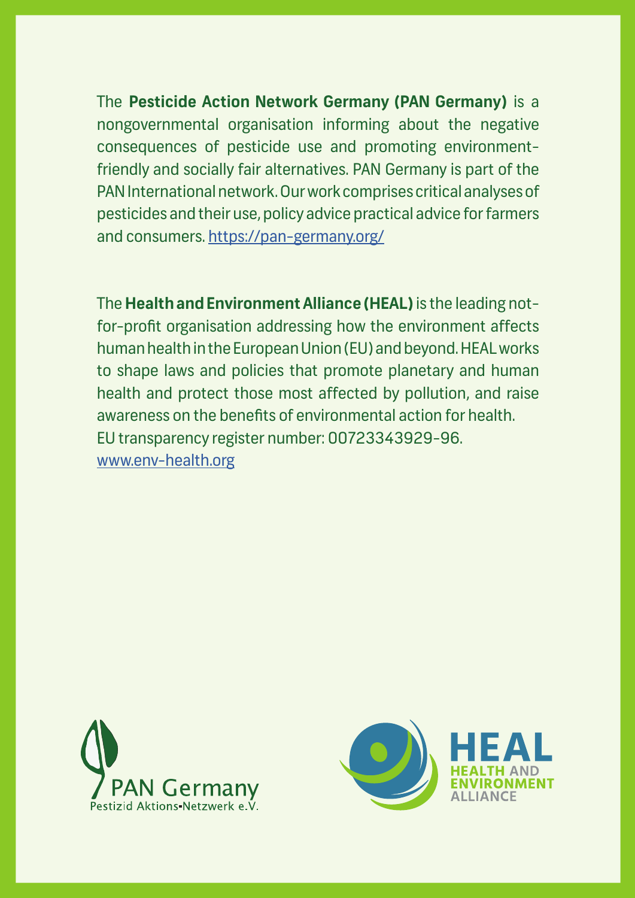The **Pesticide Action Network Germany (PAN Germany)** is a nongovernmental organisation informing about the negative consequences of pesticide use and promoting environment-friendly and socially fair alternatives. PAN Germany is part of the PAN International network. Our work comprises critical analyses of pesticides and their use, policy advice practical advice for farmers and consumers. https://pan-germany.org/

The **Health and Environment Alliance (HEAL)** is the leading not-for-profit organisation addressing how the environment affects human health in the European Union (EU) and beyond. HEAL works to shape laws and policies that promote planetary and human health and protect those most affected by pollution, and raise awareness on the benefits of environmental action for health.
EU transparency register number: 00723343929-96.
www.env-health.org

PAN Germany
Pestizid Aktions-Netzwerk e.V.

HEAL
HEALTH AND ENVIRONMENT ALLIANCE